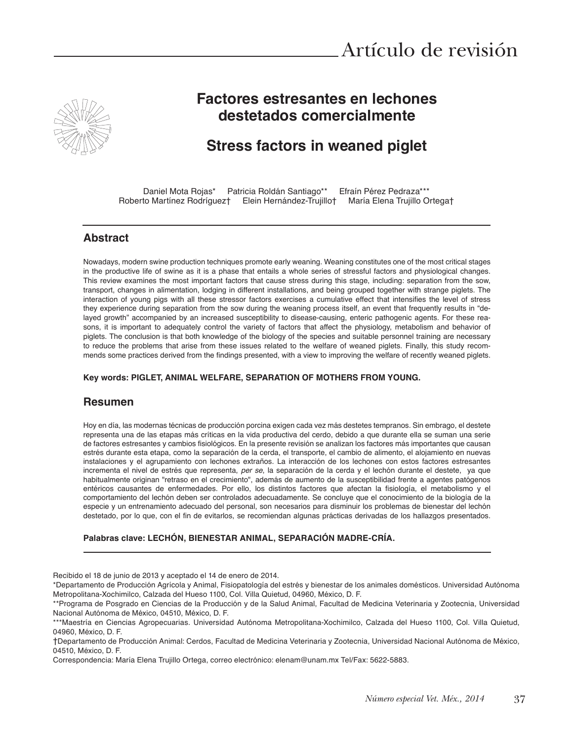Artículo de revisión

# Factores estresantes en lechones destetados comercialmente

# Stress factors in weaned piglet

Daniel Mota Rojas* Patricia Roldán Santiago** Efraín Pérez Pedraza*** Roberto Martínez Rodríguez† Elein Hernández-Trujillo† María Elena Trujillo Ortega†

## Abstract

Nowadays, modern swine production techniques promote early weaning. Weaning constitutes one of the most critical stages in the productive life of swine as it is a phase that entails a whole series of stressful factors and physiological changes. This review examines the most important factors that cause stress during this stage, including: separation from the sow, transport, changes in alimentation, lodging in different installations, and being grouped together with strange piglets. The interaction of young pigs with all these stressor factors exercises a cumulative effect that intensifies the level of stress they experience during separation from the sow during the weaning process itself, an event that frequently results in "delayed growth" accompanied by an increased susceptibility to disease-causing, enteric pathogenic agents. For these reasons, it is important to adequately control the variety of factors that affect the physiology, metabolism and behavior of piglets. The conclusion is that both knowledge of the biology of the species and suitable personnel training are necessary to reduce the problems that arise from these issues related to the welfare of weaned piglets. Finally, this study recommends some practices derived from the findings presented, with a view to improving the welfare of recently weaned piglets.

**Key words: PIGLET, ANIMAL WELFARE, SEPARATION OF MOTHERS FROM YOUNG.**

## Resumen

Hoy en día, las modernas técnicas de producción porcina exigen cada vez más destetes tempranos. Sin embargo, el destete representa una de las etapas más críticas en la vida productiva del cerdo, debido a que durante ella se suman una serie de factores estresantes y cambios fisiológicos. En la presente revisión se analizan los factores más importantes que causan estrés durante esta etapa, como la separación de la cerda, el transporte, el cambio de alimento, el alojamiento en nuevas instalaciones y el agrupamiento con lechones extraños. La interacción de los lechones con estos factores estresantes incrementa el nivel de estrés que representa, *per se,* la separación de la cerda y el lechón durante el destete, ya que habitualmente originan "retraso en el crecimiento", además de aumento de la susceptibilidad frente a agentes patógenos entéricos causantes de enfermedades. Por ello, los distintos factores que afectan la fisiología, el metabolismo y el comportamiento del lechón deben ser controlados adecuadamente. Se concluye que el conocimiento de la biología de la especie y un entrenamiento adecuado del personal, son necesarios para disminuir los problemas de bienestar del lechón destetado, por lo que, con el fin de evitarlos, se recomiendan algunas prácticas derivadas de los hallazgos presentados.

**Palabras clave: LECHÓN, BIENESTAR ANIMAL, SEPARACIÓN MADRE-CRÍA.**

Recibido el 18 de junio de 2013 y aceptado el 14 de enero de 2014.

*Departamento de Producción Agrícola y Animal, Fisiopatología del estrés y bienestar de los animales domésticos. Universidad Autónoma Metropolitana-Xochimilco, Calzada del Hueso 1100, Col. Villa Quietud, 04960, México, D. F.

**Programa de Posgrado en Ciencias de la Producción y de la Salud Animal, Facultad de Medicina Veterinaria y Zootecnia, Universidad Nacional Autónoma de México, 04510, México, D. F.

***Maestría en Ciencias Agropecuarias. Universidad Autónoma Metropolitana-Xochimilco, Calzada del Hueso 1100, Col. Villa Quietud, 04960, México, D. F.

†Departamento de Producción Animal: Cerdos, Facultad de Medicina Veterinaria y Zootecnia, Universidad Nacional Autónoma de México, 04510, México, D. F.

Correspondencia: María Elena Trujillo Ortega, correo electrónico: elenam@unam.mx Tel/Fax: 5622-5883.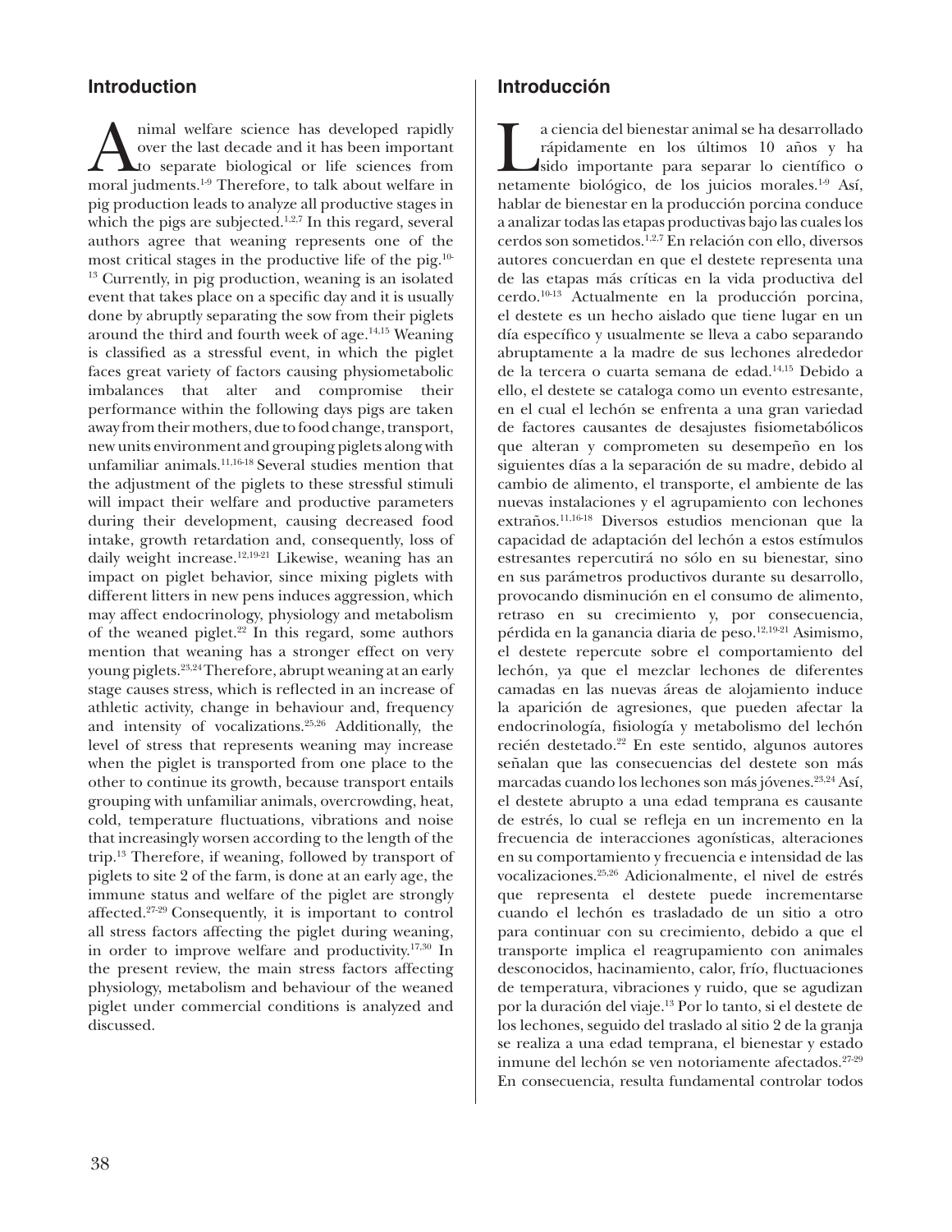## Introduction

Animal welfare science has developed rapidly over the last decade and it has been important to separate biological or life sciences from moral judgments.[1-9] Therefore, to talk about welfare in pig production leads to analyze all productive stages in which the pigs are subjected.[1,2,7] In this regard, several authors agree that weaning represents one of the most critical stages in the productive life of the pig.[10-13] Currently, in pig production, weaning is an isolated event that takes place on a specific day and it is usually done by abruptly separating the sow from their piglets around the third and fourth week of age.[14,15] Weaning is classified as a stressful event, in which the piglet faces great variety of factors causing physiometabolic imbalances that alter and compromise their performance within the following days pigs are taken away from their mothers, due to food change, transport, new units environment and grouping piglets along with unfamiliar animals.[11,16-18] Several studies mention that the adjustment of the piglets to these stressful stimuli will impact their welfare and productive parameters during their development, causing decreased food intake, growth retardation and, consequently, loss of daily weight increase.[12,19-21] Likewise, weaning has an impact on piglet behavior, since mixing piglets with different litters in new pens induces aggression, which may affect endocrinology, physiology and metabolism of the weaned piglet.[22] In this regard, some authors mention that weaning has a stronger effect on very young piglets.[23,24] Therefore, abrupt weaning at an early stage causes stress, which is reflected in an increase of athletic activity, change in behaviour and, frequency and intensity of vocalizations.[25,26] Additionally, the level of stress that represents weaning may increase when the piglet is transported from one place to the other to continue its growth, because transport entails grouping with unfamiliar animals, overcrowding, heat, cold, temperature fluctuations, vibrations and noise that increasingly worsen according to the length of the trip.[13] Therefore, if weaning, followed by transport of piglets to site 2 of the farm, is done at an early age, the immune status and welfare of the piglet are strongly affected.[27-29] Consequently, it is important to control all stress factors affecting the piglet during weaning, in order to improve welfare and productivity.[17,30] In the present review, the main stress factors affecting physiology, metabolism and behaviour of the weaned piglet under commercial conditions is analyzed and discussed.

## Introducción

La ciencia del bienestar animal se ha desarrollado rápidamente en los últimos 10 años y ha sido importante para separar lo científico o netamente biológico, de los juicios morales.[1-9] Así, hablar de bienestar en la producción porcina conduce a analizar todas las etapas productivas bajo las cuales los cerdos son sometidos.[1,2,7] En relación con ello, diversos autores concuerdan en que el destete representa una de las etapas más críticas en la vida productiva del cerdo.[10-13] Actualmente en la producción porcina, el destete es un hecho aislado que tiene lugar en un día específico y usualmente se lleva a cabo separando abruptamente a la madre de sus lechones alrededor de la tercera o cuarta semana de edad.[14,15] Debido a ello, el destete se cataloga como un evento estresante, en el cual el lechón se enfrenta a una gran variedad de factores causantes de desajustes fisiometabólicos que alteran y comprometen su desempeño en los siguientes días a la separación de su madre, debido al cambio de alimento, el transporte, el ambiente de las nuevas instalaciones y el agrupamiento con lechones extraños.[11,16-18] Diversos estudios mencionan que la capacidad de adaptación del lechón a estos estímulos estresantes repercutirá no sólo en su bienestar, sino en sus parámetros productivos durante su desarrollo, provocando disminución en el consumo de alimento, retraso en su crecimiento y, por consecuencia, pérdida en la ganancia diaria de peso.[12,19-21] Asimismo, el destete repercute sobre el comportamiento del lechón, ya que el mezclar lechones de diferentes camadas en las nuevas áreas de alojamiento induce la aparición de agresiones, que pueden afectar la endocrinología, fisiología y metabolismo del lechón recién destetado.[22] En este sentido, algunos autores señalan que las consecuencias del destete son más marcadas cuando los lechones son más jóvenes.[23,24] Así, el destete abrupto a una edad temprana es causante de estrés, lo cual se refleja en un incremento en la frecuencia de interacciones agonísticas, alteraciones en su comportamiento y frecuencia e intensidad de las vocalizaciones.[25,26] Adicionalmente, el nivel de estrés que representa el destete puede incrementarse cuando el lechón es trasladado de un sitio a otro para continuar con su crecimiento, debido a que el transporte implica el reagrupamiento con animales desconocidos, hacinamiento, calor, frío, fluctuaciones de temperatura, vibraciones y ruido, que se agudizan por la duración del viaje.[13] Por lo tanto, si el destete de los lechones, seguido del traslado al sitio 2 de la granja se realiza a una edad temprana, el bienestar y estado inmune del lechón se ven notoriamente afectados.[27-29] En consecuencia, resulta fundamental controlar todos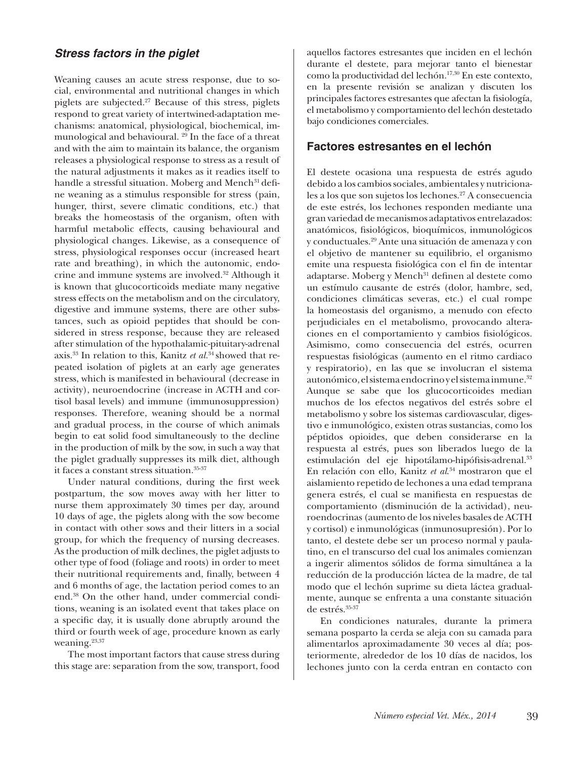## *Stress factors in the piglet*

Weaning causes an acute stress response, due to social, environmental and nutritional changes in which piglets are subjected.[27] Because of this stress, piglets respond to great variety of intertwined-adaptation mechanisms: anatomical, physiological, biochemical, immunological and behavioural. [29] In the face of a threat and with the aim to maintain its balance, the organism releases a physiological response to stress as a result of the natural adjustments it makes as it readies itself to handle a stressful situation. Moberg and Mench[31] define weaning as a stimulus responsible for stress (pain, hunger, thirst, severe climatic conditions, etc.) that breaks the homeostasis of the organism, often with harmful metabolic effects, causing behavioural and physiological changes. Likewise, as a consequence of stress, physiological responses occur (increased heart rate and breathing), in which the autonomic, endocrine and immune systems are involved.[32] Although it is known that glucocorticoids mediate many negative stress effects on the metabolism and on the circulatory, digestive and immune systems, there are other substances, such as opioid peptides that should be considered in stress response, because they are released after stimulation of the hypothalamic-pituitary-adrenal axis.[33] In relation to this, Kanitz *et al.*[34] showed that repeated isolation of piglets at an early age generates stress, which is manifested in behavioural (decrease in activity), neuroendocrine (increase in ACTH and cortisol basal levels) and immune (immunosuppression) responses. Therefore, weaning should be a normal and gradual process, in the course of which animals begin to eat solid food simultaneously to the decline in the production of milk by the sow, in such a way that the piglet gradually suppresses its milk diet, although it faces a constant stress situation.[35-37]

Under natural conditions, during the first week postpartum, the sow moves away with her litter to nurse them approximately 30 times per day, around 10 days of age, the piglets along with the sow become in contact with other sows and their litters in a social group, for which the frequency of nursing decreases. As the production of milk declines, the piglet adjusts to other type of food (foliage and roots) in order to meet their nutritional requirements and, finally, between 4 and 6 months of age, the lactation period comes to an end.[38] On the other hand, under commercial conditions, weaning is an isolated event that takes place on a specific day, it is usually done abruptly around the third or fourth week of age, procedure known as early weaning.[23,37]

The most important factors that cause stress during this stage are: separation from the sow, transport, food

aquellos factores estresantes que inciden en el lechón durante el destete, para mejorar tanto el bienestar como la productividad del lechón.[17,30] En este contexto, en la presente revisión se analizan y discuten los principales factores estresantes que afectan la fisiología, el metabolismo y comportamiento del lechón destetado bajo condiciones comerciales.

## Factores estresantes en el lechón

El destete ocasiona una respuesta de estrés agudo debido a los cambios sociales, ambientales y nutricionales a los que son sujetos los lechones.[27] A consecuencia de este estrés, los lechones responden mediante una gran variedad de mecanismos adaptativos entrelazados: anatómicos, fisiológicos, bioquímicos, inmunológicos y conductuales.[29] Ante una situación de amenaza y con el objetivo de mantener su equilibrio, el organismo emite una respuesta fisiológica con el fin de intentar adaptarse. Moberg y Mench[31] definen al destete como un estímulo causante de estrés (dolor, hambre, sed, condiciones climáticas severas, etc.) el cual rompe la homeostasis del organismo, a menudo con efecto perjudiciales en el metabolismo, provocando alteraciones en el comportamiento y cambios fisiológicos. Asimismo, como consecuencia del estrés, ocurren respuestas fisiológicas (aumento en el ritmo cardiaco y respiratorio), en las que se involucran el sistema autonómico, el sistema endocrino y el sistema inmune.[32] Aunque se sabe que los glucocorticoides median muchos de los efectos negativos del estrés sobre el metabolismo y sobre los sistemas cardiovascular, digestivo e inmunológico, existen otras sustancias, como los péptidos opioides, que deben considerarse en la respuesta al estrés, pues son liberados luego de la estimulación del eje hipotálamo-hipófisis-adrenal.[33] En relación con ello, Kanitz *et al.*[34] mostraron que el aislamiento repetido de lechones a una edad temprana genera estrés, el cual se manifiesta en respuestas de comportamiento (disminución de la actividad), neuroendocrinas (aumento de los niveles basales de ACTH y cortisol) e inmunológicas (inmunosupresión). Por lo tanto, el destete debe ser un proceso normal y paulatino, en el transcurso del cual los animales comienzan a ingerir alimentos sólidos de forma simultánea a la reducción de la producción láctea de la madre, de tal modo que el lechón suprime su dieta láctea gradualmente, aunque se enfrenta a una constante situación de estrés.[35-37]

En condiciones naturales, durante la primera semana posparto la cerda se aleja con su camada para alimentarlos aproximadamente 30 veces al día; posteriormente, alrededor de los 10 días de nacidos, los lechones junto con la cerda entran en contacto con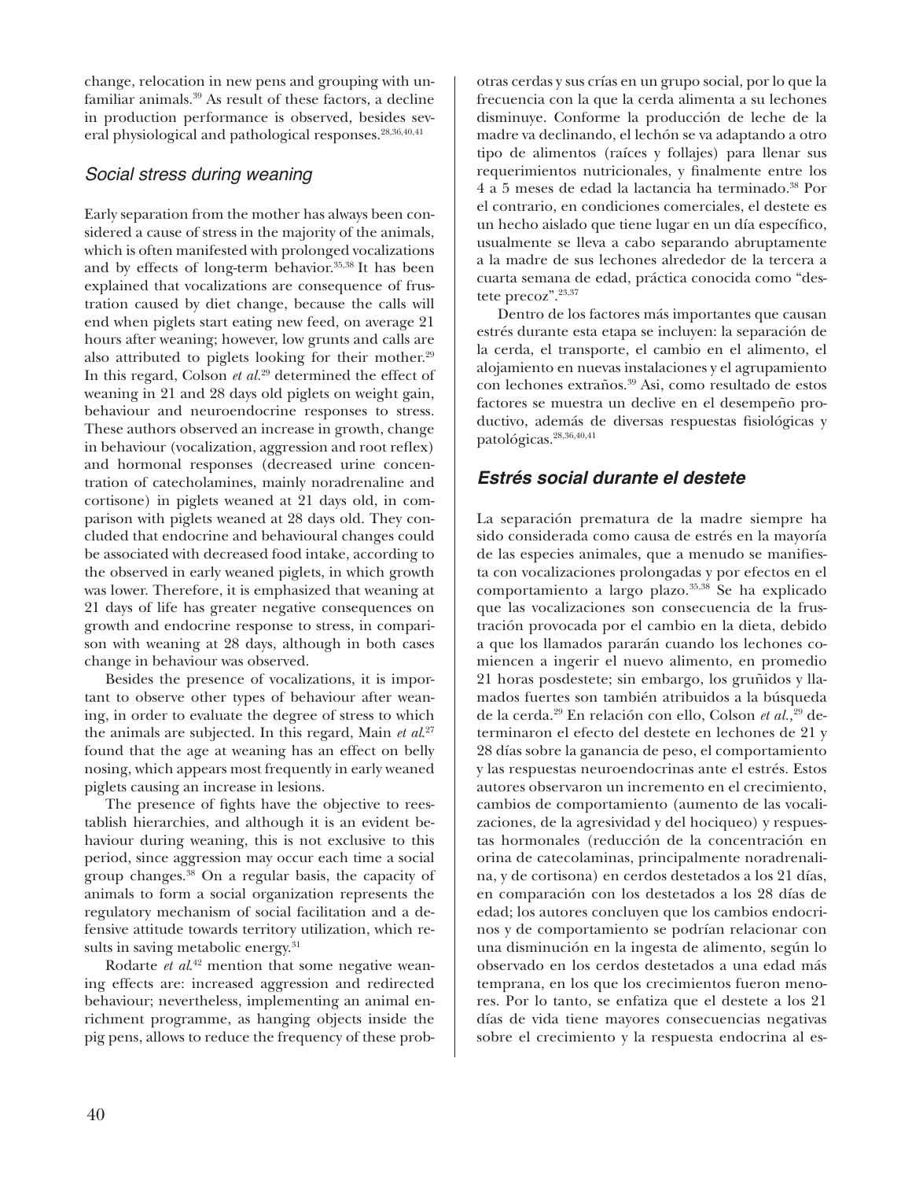change, relocation in new pens and grouping with unfamiliar animals.[39] As result of these factors, a decline in production performance is observed, besides several physiological and pathological responses.[28,36,40,41]

## *Social stress during weaning*

Early separation from the mother has always been considered a cause of stress in the majority of the animals, which is often manifested with prolonged vocalizations and by effects of long-term behavior.[35,38] It has been explained that vocalizations are consequence of frustration caused by diet change, because the calls will end when piglets start eating new feed, on average 21 hours after weaning; however, low grunts and calls are also attributed to piglets looking for their mother.[29] In this regard, Colson *et al*.[29] determined the effect of weaning in 21 and 28 days old piglets on weight gain, behaviour and neuroendocrine responses to stress. These authors observed an increase in growth, change in behaviour (vocalization, aggression and root reflex) and hormonal responses (decreased urine concentration of catecholamines, mainly noradrenaline and cortisone) in piglets weaned at 21 days old, in comparison with piglets weaned at 28 days old. They concluded that endocrine and behavioural changes could be associated with decreased food intake, according to the observed in early weaned piglets, in which growth was lower. Therefore, it is emphasized that weaning at 21 days of life has greater negative consequences on growth and endocrine response to stress, in comparison with weaning at 28 days, although in both cases change in behaviour was observed.

Besides the presence of vocalizations, it is important to observe other types of behaviour after weaning, in order to evaluate the degree of stress to which the animals are subjected. In this regard, Main *et al*.[27] found that the age at weaning has an effect on belly nosing, which appears most frequently in early weaned piglets causing an increase in lesions.

The presence of fights have the objective to reestablish hierarchies, and although it is an evident behaviour during weaning, this is not exclusive to this period, since aggression may occur each time a social group changes.[38] On a regular basis, the capacity of animals to form a social organization represents the regulatory mechanism of social facilitation and a defensive attitude towards territory utilization, which results in saving metabolic energy.[31]

Rodarte *et al*.[42] mention that some negative weaning effects are: increased aggression and redirected behaviour; nevertheless, implementing an animal enrichment programme, as hanging objects inside the pig pens, allows to reduce the frequency of these prob-

otras cerdas y sus crías en un grupo social, por lo que la frecuencia con la que la cerda alimenta a su lechones disminuye. Conforme la producción de leche de la madre va declinando, el lechón se va adaptando a otro tipo de alimentos (raíces y follajes) para llenar sus requerimientos nutricionales, y finalmente entre los 4 a 5 meses de edad la lactancia ha terminado.[38] Por el contrario, en condiciones comerciales, el destete es un hecho aislado que tiene lugar en un día específico, usualmente se lleva a cabo separando abruptamente a la madre de sus lechones alrededor de la tercera a cuarta semana de edad, práctica conocida como "destete precoz".[23,37]

Dentro de los factores más importantes que causan estrés durante esta etapa se incluyen: la separación de la cerda, el transporte, el cambio en el alimento, el alojamiento en nuevas instalaciones y el agrupamiento con lechones extraños.[39] Asi, como resultado de estos factores se muestra un declive en el desempeño productivo, además de diversas respuestas fisiológicas y patológicas.[28,36,40,41]

## ***Estrés social durante el destete***

La separación prematura de la madre siempre ha sido considerada como causa de estrés en la mayoría de las especies animales, que a menudo se manifiesta con vocalizaciones prolongadas y por efectos en el comportamiento a largo plazo.[35,38] Se ha explicado que las vocalizaciones son consecuencia de la frustración provocada por el cambio en la dieta, debido a que los llamados pararán cuando los lechones comiencen a ingerir el nuevo alimento, en promedio 21 horas posdestete; sin embargo, los gruñidos y llamados fuertes son también atribuidos a la búsqueda de la cerda.[29] En relación con ello, Colson *et al.*,[29] determinaron el efecto del destete en lechones de 21 y 28 días sobre la ganancia de peso, el comportamiento y las respuestas neuroendocrinas ante el estrés. Estos autores observaron un incremento en el crecimiento, cambios de comportamiento (aumento de las vocalizaciones, de la agresividad y del hocicqueo) y respuestas hormonales (reducción de la concentración en orina de catecolaminas, principalmente noradrenalina, y de cortisona) en cerdos destetados a los 21 días, en comparación con los destetados a los 28 días de edad; los autores concluyen que los cambios endocrinos y de comportamiento se podrían relacionar con una disminución en la ingesta de alimento, según lo observado en los cerdos destetados a una edad más temprana, en los que los crecimientos fueron menores. Por lo tanto, se enfatiza que el destete a los 21 días de vida tiene mayores consecuencias negativas sobre el crecimiento y la respuesta endocrina al es-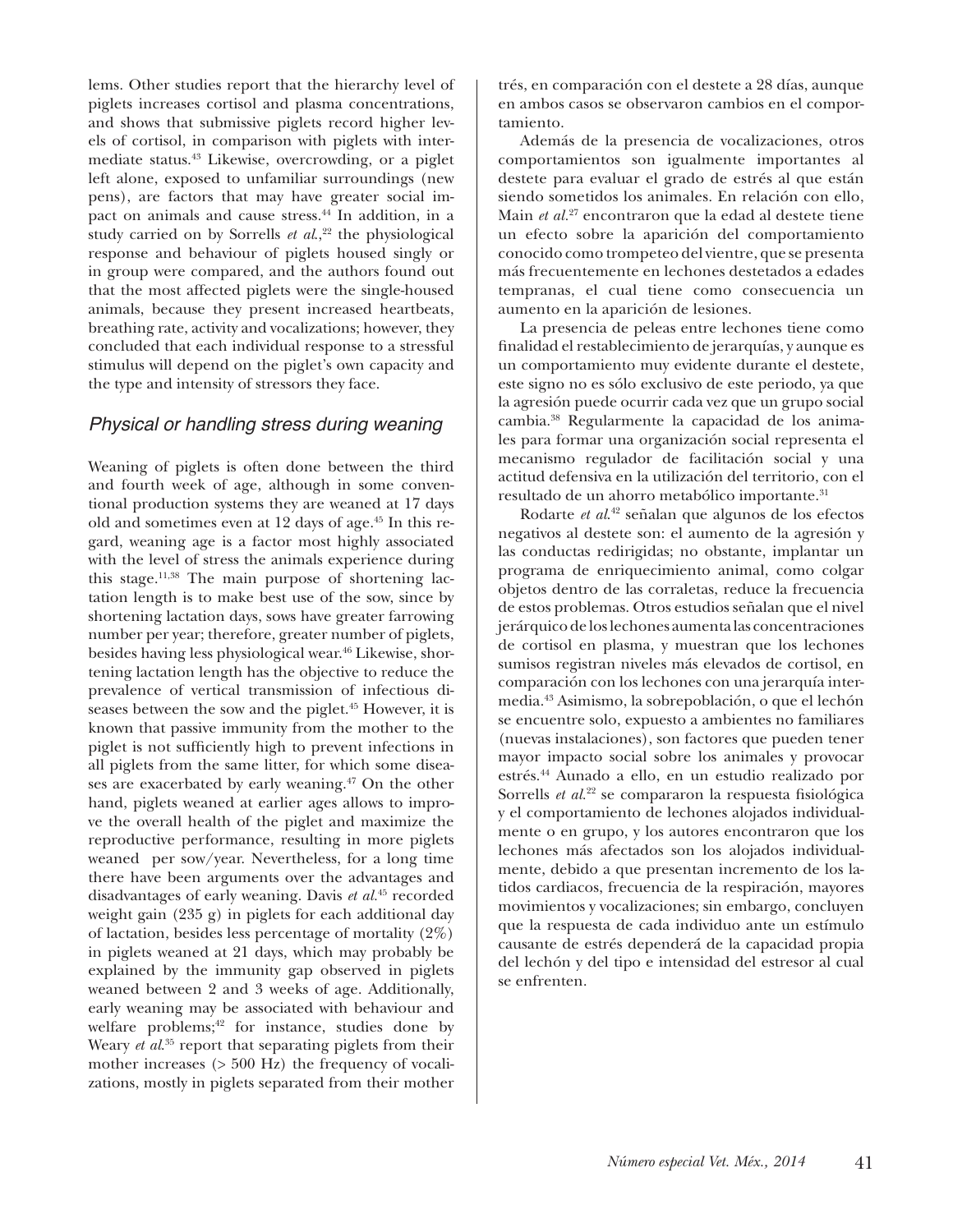lems. Other studies report that the hierarchy level of piglets increases cortisol and plasma concentrations, and shows that submissive piglets record higher levels of cortisol, in comparison with piglets with intermediate status.[43] Likewise, overcrowding, or a piglet left alone, exposed to unfamiliar surroundings (new pens), are factors that may have greater social impact on animals and cause stress.[44] In addition, in a study carried on by Sorrells *et al.*,[22] the physiological response and behaviour of piglets housed singly or in group were compared, and the authors found out that the most affected piglets were the single-housed animals, because they present increased heartbeats, breathing rate, activity and vocalizations; however, they concluded that each individual response to a stressful stimulus will depend on the piglet's own capacity and the type and intensity of stressors they face.

## *Physical or handling stress during weaning*

Weaning of piglets is often done between the third and fourth week of age, although in some conventional production systems they are weaned at 17 days old and sometimes even at 12 days of age.[45] In this regard, weaning age is a factor most highly associated with the level of stress the animals experience during this stage.[11,38] The main purpose of shortening lactation length is to make best use of the sow, since by shortening lactation days, sows have greater farrowing number per year; therefore, greater number of piglets, besides having less physiological wear.[46] Likewise, shortening lactation length has the objective to reduce the prevalence of vertical transmission of infectious diseases between the sow and the piglet.[45] However, it is known that passive immunity from the mother to the piglet is not sufficiently high to prevent infections in all piglets from the same litter, for which some diseases are exacerbated by early weaning.[47] On the other hand, piglets weaned at earlier ages allows to improve the overall health of the piglet and maximize the reproductive performance, resulting in more piglets weaned per sow/year. Nevertheless, for a long time there have been arguments over the advantages and disadvantages of early weaning. Davis *et al.*[45] recorded weight gain (235 g) in piglets for each additional day of lactation, besides less percentage of mortality (2%) in piglets weaned at 21 days, which may probably be explained by the immunity gap observed in piglets weaned between 2 and 3 weeks of age. Additionally, early weaning may be associated with behaviour and welfare problems;[42] for instance, studies done by Weary *et al.*[35] report that separating piglets from their mother increases (> 500 Hz) the frequency of vocalizations, mostly in piglets separated from their mother

trés, en comparación con el destete a 28 días, aunque en ambos casos se observaron cambios en el comportamiento.

Además de la presencia de vocalizaciones, otros comportamientos son igualmente importantes al destete para evaluar el grado de estrés al que están siendo sometidos los animales. En relación con ello, Main *et al.*[27] encontraron que la edad al destete tiene un efecto sobre la aparición del comportamiento conocido como trompeteo del vientre, que se presenta más frecuentemente en lechones destetados a edades tempranas, el cual tiene como consecuencia un aumento en la aparición de lesiones.

La presencia de peleas entre lechones tiene como finalidad el restablecimiento de jerarquías, y aunque es un comportamiento muy evidente durante el destete, este signo no es sólo exclusivo de este periodo, ya que la agresión puede ocurrir cada vez que un grupo social cambia.[38] Regularmente la capacidad de los animales para formar una organización social representa el mecanismo regulador de facilitación social y una actitud defensiva en la utilización del territorio, con el resultado de un ahorro metabólico importante.[31]

Rodarte *et al.*[42] señalan que algunos de los efectos negativos al destete son: el aumento de la agresión y las conductas redirigidas; no obstante, implantar un programa de enriquecimiento animal, como colgar objetos dentro de las corraletas, reduce la frecuencia de estos problemas. Otros estudios señalan que el nivel jerárquico de los lechones aumenta las concentraciones de cortisol en plasma, y muestran que los lechones sumisos registran niveles más elevados de cortisol, en comparación con los lechones con una jerarquía intermedia.[43] Asimismo, la sobrepoblación, o que el lechón se encuentre solo, expuesto a ambientes no familiares (nuevas instalaciones), son factores que pueden tener mayor impacto social sobre los animales y provocar estrés.[44] Aunado a ello, en un estudio realizado por Sorrells *et al.*[22] se compararon la respuesta fisiológica y el comportamiento de lechones alojados individualmente o en grupo, y los autores encontraron que los lechones más afectados son los alojados individualmente, debido a que presentan incremento de los latidos cardiacos, frecuencia de la respiración, mayores movimientos y vocalizaciones; sin embargo, concluyen que la respuesta de cada individuo ante un estímulo causante de estrés dependerá de la capacidad propia del lechón y del tipo e intensidad del estresor al cual se enfrenten.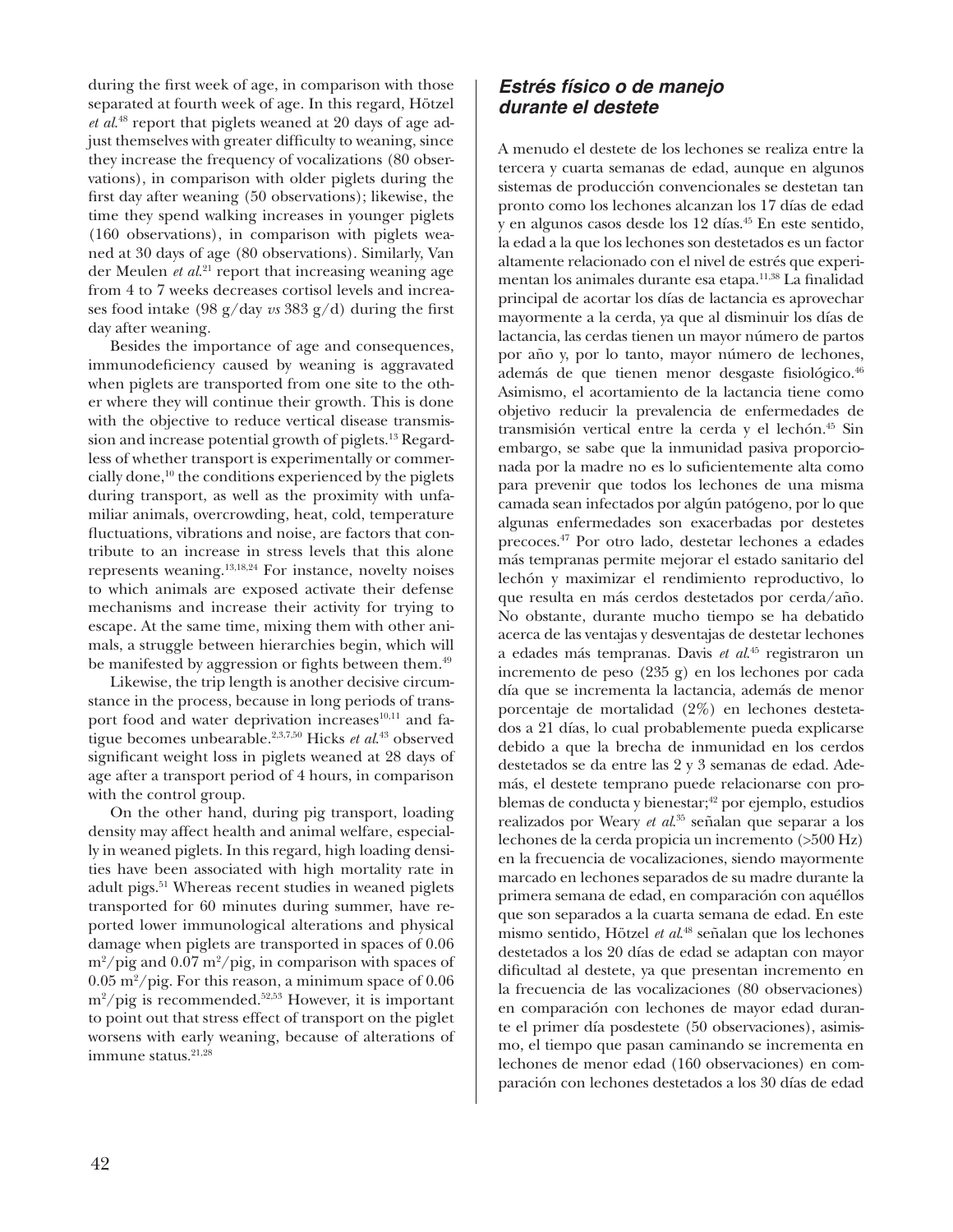during the first week of age, in comparison with those separated at fourth week of age. In this regard, Hötzel *et al.*[48] report that piglets weaned at 20 days of age adjust themselves with greater difficulty to weaning, since they increase the frequency of vocalizations (80 observations), in comparison with older piglets during the first day after weaning (50 observations); likewise, the time they spend walking increases in younger piglets (160 observations), in comparison with piglets weaned at 30 days of age (80 observations). Similarly, Van der Meulen *et al.*[21] report that increasing weaning age from 4 to 7 weeks decreases cortisol levels and increases food intake (98 g/day *vs* 383 g/d) during the first day after weaning.

Besides the importance of age and consequences, immunodeficiency caused by weaning is aggravated when piglets are transported from one site to the other where they will continue their growth. This is done with the objective to reduce vertical disease transmission and increase potential growth of piglets.[13] Regardless of whether transport is experimentally or commercially done,[10] the conditions experienced by the piglets during transport, as well as the proximity with unfamiliar animals, overcrowding, heat, cold, temperature fluctuations, vibrations and noise, are factors that contribute to an increase in stress levels that this alone represents weaning.[13,18,24] For instance, novelty noises to which animals are exposed activate their defense mechanisms and increase their activity for trying to escape. At the same time, mixing them with other animals, a struggle between hierarchies begin, which will be manifested by aggression or fights between them.[49]

Likewise, the trip length is another decisive circumstance in the process, because in long periods of transport food and water deprivation increases[10,11] and fatigue becomes unbearable.[2,3,7,50] Hicks *et al.*[43] observed significant weight loss in piglets weaned at 28 days of age after a transport period of 4 hours, in comparison with the control group.

On the other hand, during pig transport, loading density may affect health and animal welfare, especially in weaned piglets. In this regard, high loading densities have been associated with high mortality rate in adult pigs.[51] Whereas recent studies in weaned piglets transported for 60 minutes during summer, have reported lower immunological alterations and physical damage when piglets are transported in spaces of 0.06 $m^2$/pig and 0.07 $m^2$/pig, in comparison with spaces of 0.05 $m^2$/pig. For this reason, a minimum space of 0.06 $m^2$/pig is recommended.[52,53] However, it is important to point out that stress effect of transport on the piglet worsens with early weaning, because of alterations of immune status.[21,28]

## *Estrés físico o de manejo durante el destete*

A menudo el destete de los lechones se realiza entre la tercera y cuarta semanas de edad, aunque en algunos sistemas de producción convencionales se destetan tan pronto como los lechones alcanzan los 17 días de edad y en algunos casos desde los 12 días.[45] En este sentido, la edad a la que los lechones son destetados es un factor altamente relacionado con el nivel de estrés que experimentan los animales durante esa etapa.[11,38] La finalidad principal de acortar los días de lactancia es aprovechar mayormente a la cerda, ya que al disminuir los días de lactancia, las cerdas tienen un mayor número de partos por año y, por lo tanto, mayor número de lechones, además de que tienen menor desgaste fisiológico.[46] Asimismo, el acortamiento de la lactancia tiene como objetivo reducir la prevalencia de enfermedades de transmisión vertical entre la cerda y el lechón.[45] Sin embargo, se sabe que la inmunidad pasiva proporcionada por la madre no es lo suficientemente alta como para prevenir que todos los lechones de una misma camada sean infectados por algún patógeno, por lo que algunas enfermedades son exacerbadas por destetes precoces.[47] Por otro lado, destetar lechones a edades más tempranas permite mejorar el estado sanitario del lechón y maximizar el rendimiento reproductivo, lo que resulta en más cerdos destetados por cerda/año. No obstante, durante mucho tiempo se ha debatido acerca de las ventajas y desventajas de destetar lechones a edades más tempranas. Davis *et al.*[45] registraron un incremento de peso (235 g) en los lechones por cada día que se incrementa la lactancia, además de menor porcentaje de mortalidad (2%) en lechones destetados a 21 días, lo cual probablemente pueda explicarse debido a que la brecha de inmunidad en los cerdos destetados se da entre las 2 y 3 semanas de edad. Además, el destete temprano puede relacionarse con problemas de conducta y bienestar;[42] por ejemplo, estudios realizados por Weary *et al.*[35] señalan que separar a los lechones de la cerda propicia un incremento (>500 Hz) en la frecuencia de vocalizaciones, siendo mayormente marcado en lechones separados de su madre durante la primera semana de edad, en comparación con aquéllos que son separados a la cuarta semana de edad. En este mismo sentido, Hötzel *et al.*[48] señalan que los lechones destetados a los 20 días de edad se adaptan con mayor dificultad al destete, ya que presentan incremento en la frecuencia de las vocalizaciones (80 observaciones) en comparación con lechones de mayor edad durante el primer día posdestete (50 observaciones), asimismo, el tiempo que pasan caminando se incrementa en lechones de menor edad (160 observaciones) en comparación con lechones destetados a los 30 días de edad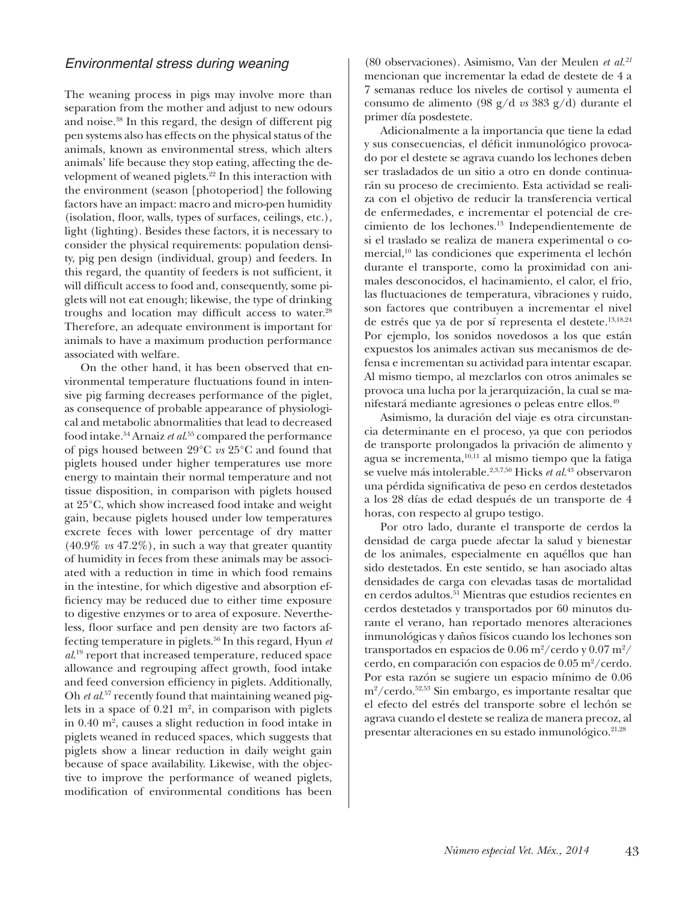### *Environmental stress during weaning*

The weaning process in pigs may involve more than separation from the mother and adjust to new odours and noise.[38] In this regard, the design of different pig pen systems also has effects on the physical status of the animals, known as environmental stress, which alters animals' life because they stop eating, affecting the development of weaned piglets.[22] In this interaction with the environment (season [photoperiod] the following factors have an impact: macro and micro-pen humidity (isolation, floor, walls, types of surfaces, ceilings, etc.), light (lighting). Besides these factors, it is necessary to consider the physical requirements: population density, pig pen design (individual, group) and feeders. In this regard, the quantity of feeders is not sufficient, it will difficult access to food and, consequently, some piglets will not eat enough; likewise, the type of drinking troughs and location may difficult access to water.[28] Therefore, an adequate environment is important for animals to have a maximum production performance associated with welfare.

On the other hand, it has been observed that environmental temperature fluctuations found in intensive pig farming decreases performance of the piglet, as consequence of probable appearance of physiological and metabolic abnormalities that lead to decreased food intake.[54] Arnaiz *et al.*[55] compared the performance of pigs housed between 29°C *vs* 25°C and found that piglets housed under higher temperatures use more energy to maintain their normal temperature and not tissue disposition, in comparison with piglets housed at 25°C, which show increased food intake and weight gain, because piglets housed under low temperatures excrete feces with lower percentage of dry matter (40.9% *vs* 47.2%), in such a way that greater quantity of humidity in feces from these animals may be associated with a reduction in time in which food remains in the intestine, for which digestive and absorption efficiency may be reduced due to either time exposure to digestive enzymes or to area of exposure. Nevertheless, floor surface and pen density are two factors affecting temperature in piglets.[56] In this regard, Hyun *et al.*[19] report that increased temperature, reduced space allowance and regrouping affect growth, food intake and feed conversion efficiency in piglets. Additionally, Oh *et al.*[57] recently found that maintaining weaned piglets in a space of 0.21 m$^2$, in comparison with piglets in 0.40 m$^2$, causes a slight reduction in food intake in piglets weaned in reduced spaces, which suggests that piglets show a linear reduction in daily weight gain because of space availability. Likewise, with the objective to improve the performance of weaned piglets, modification of environmental conditions has been

(80 observaciones). Asimismo, Van der Meulen *et al.*[21] mencionan que incrementar la edad de destete de 4 a 7 semanas reduce los niveles de cortisol y aumenta el consumo de alimento (98 g/d *vs* 383 g/d) durante el primer día posdestete.

Adicionalmente a la importancia que tiene la edad y sus consecuencias, el déficit inmunológico provocado por el destete se agrava cuando los lechones deben ser trasladados de un sitio a otro en donde continuarán su proceso de crecimiento. Esta actividad se realiza con el objetivo de reducir la transferencia vertical de enfermedades, e incrementar el potencial de crecimiento de los lechones.[13] Independientemente de si el traslado se realiza de manera experimental o comercial,[10] las condiciones que experimenta el lechón durante el transporte, como la proximidad con animales desconocidos, el hacinamiento, el calor, el frio, las fluctuaciones de temperatura, vibraciones y ruido, son factores que contribuyen a incrementar el nivel de estrés que ya de por sí representa el destete.[13,18,24] Por ejemplo, los sonidos novedosos a los que están expuestos los animales activan sus mecanismos de defensa e incrementan su actividad para intentar escapar. Al mismo tiempo, al mezclarlos con otros animales se provoca una lucha por la jerarquización, la cual se manifestará mediante agresiones o peleas entre ellos.[49]

Asimismo, la duración del viaje es otra circunstancia determinante en el proceso, ya que con periodos de transporte prolongados la privación de alimento y agua se incrementa,[10,11] al mismo tiempo que la fatiga se vuelve más intolerable.[2,3,7,50] Hicks *et al.*[43] observaron una pérdida significativa de peso en cerdos destetados a los 28 días de edad después de un transporte de 4 horas, con respecto al grupo testigo.

Por otro lado, durante el transporte de cerdos la densidad de carga puede afectar la salud y bienestar de los animales, especialmente en aquéllos que han sido destetados. En este sentido, se han asociado altas densidades de carga con elevadas tasas de mortalidad en cerdos adultos.[51] Mientras que estudios recientes en cerdos destetados y transportados por 60 minutos durante el verano, han reportado menores alteraciones inmunológicas y daños físicos cuando los lechones son transportados en espacios de 0.06 m$^2$/cerdo y 0.07 m$^2$/cerdo, en comparación con espacios de 0.05 m$^2$/cerdo. Por esta razón se sugiere un espacio mínimo de 0.06 m$^2$/cerdo.[52,53] Sin embargo, es importante resaltar que el efecto del estrés del transporte sobre el lechón se agrava cuando el destete se realiza de manera precoz, al presentar alteraciones en su estado inmunológico.[21,28]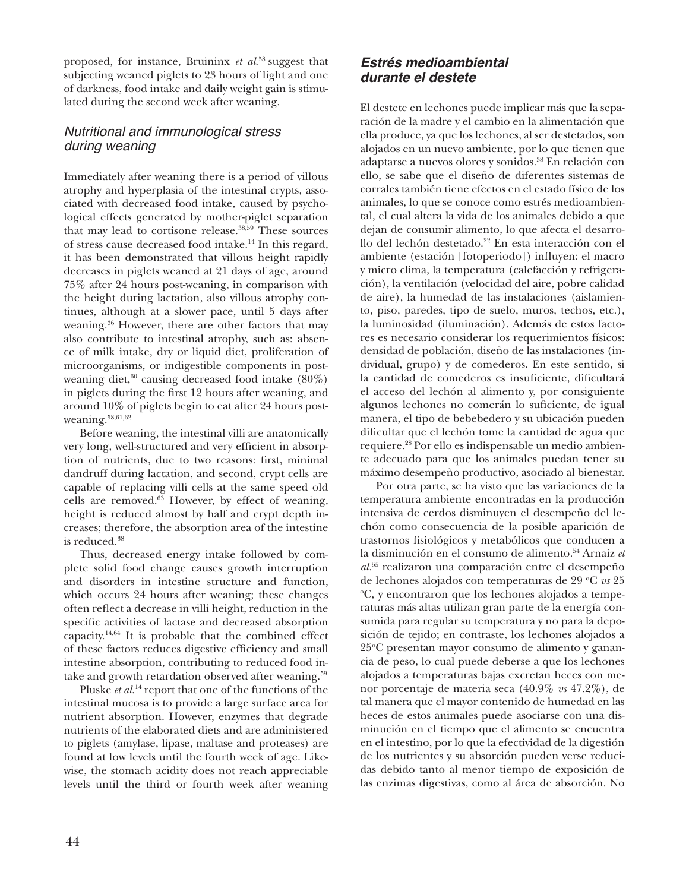proposed, for instance, Bruininx *et al.*[58] suggest that subjecting weaned piglets to 23 hours of light and one of darkness, food intake and daily weight gain is stimulated during the second week after weaning.

### *Nutritional and immunological stress during weaning*

Immediately after weaning there is a period of villous atrophy and hyperplasia of the intestinal crypts, associated with decreased food intake, caused by psychological effects generated by mother-piglet separation that may lead to cortisone release.[38,59] These sources of stress cause decreased food intake.[14] In this regard, it has been demonstrated that villous height rapidly decreases in piglets weaned at 21 days of age, around 75% after 24 hours post-weaning, in comparison with the height during lactation, also villous atrophy continues, although at a slower pace, until 5 days after weaning.[36] However, there are other factors that may also contribute to intestinal atrophy, such as: absence of milk intake, dry or liquid diet, proliferation of microorganisms, or indigestible components in post-weaning diet,[60] causing decreased food intake (80%) in piglets during the first 12 hours after weaning, and around 10% of piglets begin to eat after 24 hours post-weaning.[58,61,62]

Before weaning, the intestinal villi are anatomically very long, well-structured and very efficient in absorption of nutrients, due to two reasons: first, minimal dandruff during lactation, and second, crypt cells are capable of replacing villi cells at the same speed old cells are removed.[63] However, by effect of weaning, height is reduced almost by half and crypt depth increases; therefore, the absorption area of the intestine is reduced.[38]

Thus, decreased energy intake followed by complete solid food change causes growth interruption and disorders in intestine structure and function, which occurs 24 hours after weaning; these changes often reflect a decrease in villi height, reduction in the specific activities of lactase and decreased absorption capacity.[14,64] It is probable that the combined effect of these factors reduces digestive efficiency and small intestine absorption, contributing to reduced food intake and growth retardation observed after weaning.[59]

Pluske *et al.*[14] report that one of the functions of the intestinal mucosa is to provide a large surface area for nutrient absorption. However, enzymes that degrade nutrients of the elaborated diets and are administered to piglets (amylase, lipase, maltase and proteases) are found at low levels until the fourth week of age. Likewise, the stomach acidity does not reach appreciable levels until the third or fourth week after weaning

### ***Estrés medioambiental durante el destete***

El destete en lechones puede implicar más que la separación de la madre y el cambio en la alimentación que ella produce, ya que los lechones, al ser destetados, son alojados en un nuevo ambiente, por lo que tienen que adaptarse a nuevos olores y sonidos.[38] En relación con ello, se sabe que el diseño de diferentes sistemas de corrales también tiene efectos en el estado físico de los animales, lo que se conoce como estrés medioambiental, el cual altera la vida de los animales debido a que dejan de consumir alimento, lo que afecta el desarrollo del lechón destetado.[22] En esta interacción con el ambiente (estación [fotoperiodo]) influyen: el macro y micro clima, la temperatura (calefacción y refrigeración), la ventilación (velocidad del aire, pobre calidad de aire), la humedad de las instalaciones (aislamiento, piso, paredes, tipo de suelo, muros, techos, etc.), la luminosidad (iluminación). Además de estos factores es necesario considerar los requerimientos físicos: densidad de población, diseño de las instalaciones (individual, grupo) y de comederos. En este sentido, si la cantidad de comederos es insuficiente, dificultará el acceso del lechón al alimento y, por consiguiente algunos lechones no comerán lo suficiente, de igual manera, el tipo de bebebedero y su ubicación pueden dificultar que el lechón tome la cantidad de agua que requiere.[28] Por ello es indispensable un medio ambiente adecuado para que los animales puedan tener su máximo desempeño productivo, asociado al bienestar.

Por otra parte, se ha visto que las variaciones de la temperatura ambiente encontradas en la producción intensiva de cerdos disminuyen el desempeño del lechón como consecuencia de la posible aparición de trastornos fisiológicos y metabólicos que conducen a la disminución en el consumo de alimento.[54] Arnaiz *et al.*[55] realizaron una comparación entre el desempeño de lechones alojados con temperaturas de 29 ºC *vs* 25 ºC, y encontraron que los lechones alojados a temperaturas más altas utilizan gran parte de la energía consumida para regular su temperatura y no para la deposición de tejido; en contraste, los lechones alojados a 25ºC presentan mayor consumo de alimento y ganancia de peso, lo cual puede deberse a que los lechones alojados a temperaturas bajas excretan heces con menor porcentaje de materia seca (40.9% *vs* 47.2%), de tal manera que el mayor contenido de humedad en las heces de estos animales puede asociarse con una disminución en el tiempo que el alimento se encuentra en el intestino, por lo que la efectividad de la digestión de los nutrientes y su absorción pueden verse reducidas debido tanto al menor tiempo de exposición de las enzimas digestivas, como al área de absorción. No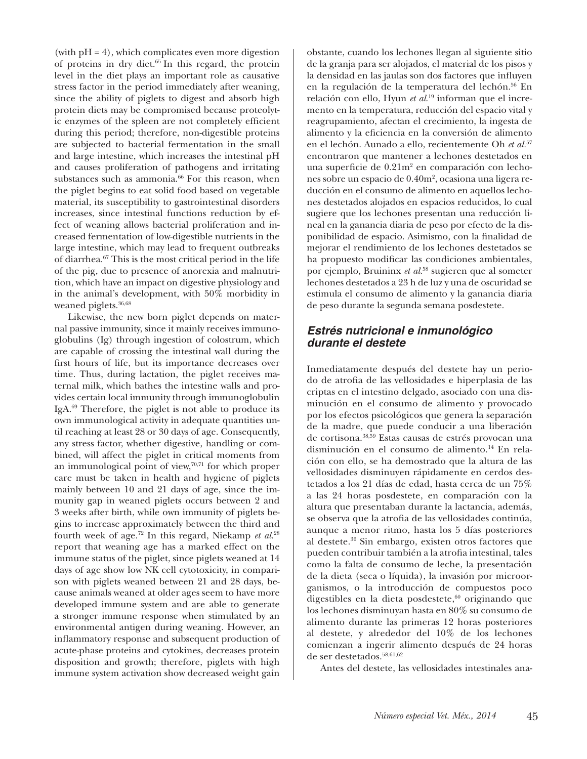(with pH = 4), which complicates even more digestion of proteins in dry diet.[65] In this regard, the protein level in the diet plays an important role as causative stress factor in the period immediately after weaning, since the ability of piglets to digest and absorb high protein diets may be compromised because proteolytic enzymes of the spleen are not completely efficient during this period; therefore, non-digestible proteins are subjected to bacterial fermentation in the small and large intestine, which increases the intestinal pH and causes proliferation of pathogens and irritating substances such as ammonia.[66] For this reason, when the piglet begins to eat solid food based on vegetable material, its susceptibility to gastrointestinal disorders increases, since intestinal functions reduction by effect of weaning allows bacterial proliferation and increased fermentation of low-digestible nutrients in the large intestine, which may lead to frequent outbreaks of diarrhea.[67] This is the most critical period in the life of the pig, due to presence of anorexia and malnutrition, which have an impact on digestive physiology and in the animal's development, with 50% morbidity in weaned piglets.[36,68]

Likewise, the new born piglet depends on maternal passive immunity, since it mainly receives immunoglobulins (Ig) through ingestion of colostrum, which are capable of crossing the intestinal wall during the first hours of life, but its importance decreases over time. Thus, during lactation, the piglet receives maternal milk, which bathes the intestine walls and provides certain local immunity through immunoglobulin IgA.[69] Therefore, the piglet is not able to produce its own immunological activity in adequate quantities until reaching at least 28 or 30 days of age. Consequently, any stress factor, whether digestive, handling or combined, will affect the piglet in critical moments from an immunological point of view,[70,71] for which proper care must be taken in health and hygiene of piglets mainly between 10 and 21 days of age, since the immunity gap in weaned piglets occurs between 2 and 3 weeks after birth, while own immunity of piglets begins to increase approximately between the third and fourth week of age.[72] In this regard, Niekamp *et al.*[28] report that weaning age has a marked effect on the immune status of the piglet, since piglets weaned at 14 days of age show low NK cell cytotoxicity, in comparison with piglets weaned between 21 and 28 days, because animals weaned at older ages seem to have more developed immune system and are able to generate a stronger immune response when stimulated by an environmental antigen during weaning. However, an inflammatory response and subsequent production of acute-phase proteins and cytokines, decreases protein disposition and growth; therefore, piglets with high immune system activation show decreased weight gain

obstante, cuando los lechones llegan al siguiente sitio de la granja para ser alojados, el material de los pisos y la densidad en las jaulas son dos factores que influyen en la regulación de la temperatura del lechón.[56] En relación con ello, Hyun *et al.*[19] informan que el incremento en la temperatura, reducción del espacio vital y reagrupamiento, afectan el crecimiento, la ingesta de alimento y la eficiencia en la conversión de alimento en el lechón. Aunado a ello, recientemente Oh *et al.*[57] encontraron que mantener a lechones destetados en una superficie de 0.21m$^2$ en comparación con lechones sobre un espacio de 0.40m$^2$, ocasiona una ligera reducción en el consumo de alimento en aquellos lechones destetados alojados en espacios reducidos, lo cual sugiere que los lechones presentan una reducción lineal en la ganancia diaria de peso por efecto de la disponibilidad de espacio. Asimismo, con la finalidad de mejorar el rendimiento de los lechones destetados se ha propuesto modificar las condiciones ambientales, por ejemplo, Bruininx *et al.*[58] sugieren que al someter lechones destetados a 23 h de luz y una de oscuridad se estimula el consumo de alimento y la ganancia diaria de peso durante la segunda semana posdestete.

## *Estrés nutricional e inmunológico durante el destete*

Inmediatamente después del destete hay un periodo de atrofia de las vellosidades e hiperplasia de las criptas en el intestino delgado, asociado con una disminución en el consumo de alimento y provocado por los efectos psicológicos que genera la separación de la madre, que puede conducir a una liberación de cortisona.[38,59] Estas causas de estrés provocan una disminución en el consumo de alimento.[14] En relación con ello, se ha demostrado que la altura de las vellosidades disminuyen rápidamente en cerdos destetados a los 21 días de edad, hasta cerca de un 75% a las 24 horas posdestete, en comparación con la altura que presentaban durante la lactancia, además, se observa que la atrofia de las vellosidades continúa, aunque a menor ritmo, hasta los 5 días posteriores al destete.[36] Sin embargo, existen otros factores que pueden contribuir también a la atrofia intestinal, tales como la falta de consumo de leche, la presentación de la dieta (seca o líquida), la invasión por microorganismos, o la introducción de compuestos poco digestibles en la dieta posdestete,[60] originando que los lechones disminuyan hasta en 80% su consumo de alimento durante las primeras 12 horas posteriores al destete, y alrededor del 10% de los lechones comienzan a ingerir alimento después de 24 horas de ser destetados.[58,61,62]

Antes del destete, las vellosidades intestinales ana-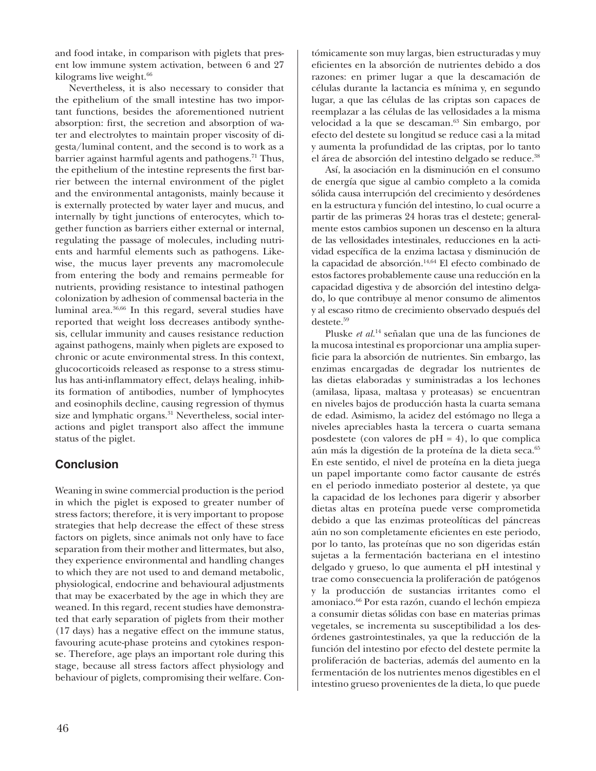and food intake, in comparison with piglets that present low immune system activation, between 6 and 27 kilograms live weight.[66]

Nevertheless, it is also necessary to consider that the epithelium of the small intestine has two important functions, besides the aforementioned nutrient absorption: first, the secretion and absorption of water and electrolytes to maintain proper viscosity of digesta/luminal content, and the second is to work as a barrier against harmful agents and pathogens.[71] Thus, the epithelium of the intestine represents the first barrier between the internal environment of the piglet and the environmental antagonists, mainly because it is externally protected by water layer and mucus, and internally by tight junctions of enterocytes, which together function as barriers either external or internal, regulating the passage of molecules, including nutrients and harmful elements such as pathogens. Likewise, the mucus layer prevents any macromolecule from entering the body and remains permeable for nutrients, providing resistance to intestinal pathogen colonization by adhesion of commensal bacteria in the luminal area.[36,66] In this regard, several studies have reported that weight loss decreases antibody synthesis, cellular immunity and causes resistance reduction against pathogens, mainly when piglets are exposed to chronic or acute environmental stress. In this context, glucocorticoids released as response to a stress stimulus has anti-inflammatory effect, delays healing, inhibits formation of antibodies, number of lymphocytes and eosinophils decline, causing regression of thymus size and lymphatic organs.[31] Nevertheless, social interactions and piglet transport also affect the immune status of the piglet.

## Conclusion

Weaning in swine commercial production is the period in which the piglet is exposed to greater number of stress factors; therefore, it is very important to propose strategies that help decrease the effect of these stress factors on piglets, since animals not only have to face separation from their mother and littermates, but also, they experience environmental and handling changes to which they are not used to and demand metabolic, physiological, endocrine and behavioural adjustments that may be exacerbated by the age in which they are weaned. In this regard, recent studies have demonstrated that early separation of piglets from their mother (17 days) has a negative effect on the immune status, favouring acute-phase proteins and cytokines response. Therefore, age plays an important role during this stage, because all stress factors affect physiology and behaviour of piglets, compromising their welfare. Con-

tómicamente son muy largas, bien estructuradas y muy eficientes en la absorción de nutrientes debido a dos razones: en primer lugar a que la descamación de células durante la lactancia es mínima y, en segundo lugar, a que las células de las criptas son capaces de reemplazar a las células de las vellosidades a la misma velocidad a la que se descaman.[63] Sin embargo, por efecto del destete su longitud se reduce casi a la mitad y aumenta la profundidad de las criptas, por lo tanto el área de absorción del intestino delgado se reduce.[38]

Así, la asociación en la disminución en el consumo de energía que sigue al cambio completo a la comida sólida causa interrupción del crecimiento y desórdenes en la estructura y función del intestino, lo cual ocurre a partir de las primeras 24 horas tras el destete; generalmente estos cambios suponen un descenso en la altura de las vellosidades intestinales, reducciones en la actividad específica de la enzima lactasa y disminución de la capacidad de absorción.[14,64] El efecto combinado de estos factores probablemente cause una reducción en la capacidad digestiva y de absorción del intestino delgado, lo que contribuye al menor consumo de alimentos y al escaso ritmo de crecimiento observado después del destete.[59]

Pluske *et al.*[14] señalan que una de las funciones de la mucosa intestinal es proporcionar una amplia superficie para la absorción de nutrientes. Sin embargo, las enzimas encargadas de degradar los nutrientes de las dietas elaboradas y suministradas a los lechones (amilasa, lipasa, maltasa y proteasas) se encuentran en niveles bajos de producción hasta la cuarta semana de edad. Asimismo, la acidez del estómago no llega a niveles apreciables hasta la tercera o cuarta semana posdestete (con valores de pH = 4), lo que complica aún más la digestión de la proteína de la dieta seca.[65] En este sentido, el nivel de proteína en la dieta juega un papel importante como factor causante de estrés en el periodo inmediato posterior al destete, ya que la capacidad de los lechones para digerir y absorber dietas altas en proteína puede verse comprometida debido a que las enzimas proteolíticas del páncreas aún no son completamente eficientes en este periodo, por lo tanto, las proteínas que no son digeridas están sujetas a la fermentación bacteriana en el intestino delgado y grueso, lo que aumenta el pH intestinal y trae como consecuencia la proliferación de patógenos y la producción de sustancias irritantes como el amoniaco.[66] Por esta razón, cuando el lechón empieza a consumir dietas sólidas con base en materias primas vegetales, se incrementa su susceptibilidad a los desórdenes gastrointestinales, ya que la reducción de la función del intestino por efecto del destete permite la proliferación de bacterias, además del aumento en la fermentación de los nutrientes menos digestibles en el intestino grueso provenientes de la dieta, lo que puede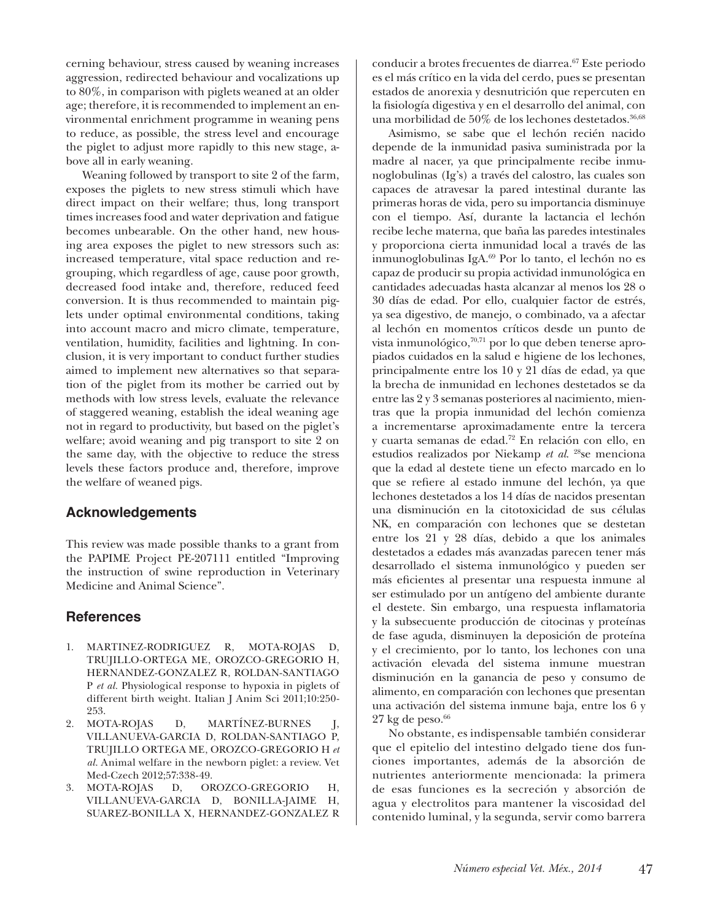cerning behaviour, stress caused by weaning increases aggression, redirected behaviour and vocalizations up to 80%, in comparison with piglets weaned at an older age; therefore, it is recommended to implement an environmental enrichment programme in weaning pens to reduce, as possible, the stress level and encourage the piglet to adjust more rapidly to this new stage, above all in early weaning.

Weaning followed by transport to site 2 of the farm, exposes the piglets to new stress stimuli which have direct impact on their welfare; thus, long transport times increases food and water deprivation and fatigue becomes unbearable. On the other hand, new housing area exposes the piglet to new stressors such as: increased temperature, vital space reduction and regrouping, which regardless of age, cause poor growth, decreased food intake and, therefore, reduced feed conversion. It is thus recommended to maintain piglets under optimal environmental conditions, taking into account macro and micro climate, temperature, ventilation, humidity, facilities and lightning. In conclusion, it is very important to conduct further studies aimed to implement new alternatives so that separation of the piglet from its mother be carried out by methods with low stress levels, evaluate the relevance of staggered weaning, establish the ideal weaning age not in regard to productivity, but based on the piglet's welfare; avoid weaning and pig transport to site 2 on the same day, with the objective to reduce the stress levels these factors produce and, therefore, improve the welfare of weaned pigs.

## Acknowledgements

This review was made possible thanks to a grant from the PAPIME Project PE-207111 entitled "Improving the instruction of swine reproduction in Veterinary Medicine and Animal Science".

## References

1. MARTINEZ-RODRIGUEZ R, MOTA-ROJAS D, TRUJILLO-ORTEGA ME, OROZCO-GREGORIO H, HERNANDEZ-GONZALEZ R, ROLDAN-SANTIAGO P *et al*. Physiological response to hypoxia in piglets of different birth weight. Italian J Anim Sci 2011;10:250-253.
2. MOTA-ROJAS D, MARTÍNEZ-BURNES J, VILLANUEVA-GARCIA D, ROLDAN-SANTIAGO P, TRUJILLO ORTEGA ME, OROZCO-GREGORIO H *et al*. Animal welfare in the newborn piglet: a review. Vet Med-Czech 2012;57:338-49.
3. MOTA-ROJAS D, OROZCO-GREGORIO H, VILLANUEVA-GARCIA D, BONILLA-JAIME H, SUAREZ-BONILLA X, HERNANDEZ-GONZALEZ R

conducir a brotes frecuentes de diarrea.[67] Este periodo es el más crítico en la vida del cerdo, pues se presentan estados de anorexia y desnutrición que repercuten en la fisiología digestiva y en el desarrollo del animal, con una morbilidad de 50% de los lechones destetados.[36,68]

Asimismo, se sabe que el lechón recién nacido depende de la inmunidad pasiva suministrada por la madre al nacer, ya que principalmente recibe inmunoglobulinas (Ig's) a través del calostro, las cuales son capaces de atravesar la pared intestinal durante las primeras horas de vida, pero su importancia disminuye con el tiempo. Así, durante la lactancia el lechón recibe leche materna, que baña las paredes intestinales y proporciona cierta inmunidad local a través de las inmunoglobulinas IgA.[69] Por lo tanto, el lechón no es capaz de producir su propia actividad inmunológica en cantidades adecuadas hasta alcanzar al menos los 28 o 30 días de edad. Por ello, cualquier factor de estrés, ya sea digestivo, de manejo, o combinado, va a afectar al lechón en momentos críticos desde un punto de vista inmunológico,[70,71] por lo que deben tenerse apropiados cuidados en la salud e higiene de los lechones, principalmente entre los 10 y 21 días de edad, ya que la brecha de inmunidad en lechones destetados se da entre las 2 y 3 semanas posteriores al nacimiento, mientras que la propia inmunidad del lechón comienza a incrementarse aproximadamente entre la tercera y cuarta semanas de edad.[72] En relación con ello, en estudios realizados por Niekamp *et al*. [28]se menciona que la edad al destete tiene un efecto marcado en lo que se refiere al estado inmune del lechón, ya que lechones destetados a los 14 días de nacidos presentan una disminución en la citotoxicidad de sus células NK, en comparación con lechones que se destetan entre los 21 y 28 días, debido a que los animales destetados a edades más avanzadas parecen tener más desarrollado el sistema inmunológico y pueden ser más eficientes al presentar una respuesta inmune al ser estimulado por un antígeno del ambiente durante el destete. Sin embargo, una respuesta inflamatoria y la subsecuente producción de citocinas y proteínas de fase aguda, disminuyen la deposición de proteína y el crecimiento, por lo tanto, los lechones con una activación elevada del sistema inmune muestran disminución en la ganancia de peso y consumo de alimento, en comparación con lechones que presentan una activación del sistema inmune baja, entre los 6 y 27 kg de peso.[66]

No obstante, es indispensable también considerar que el epitelio del intestino delgado tiene dos funciones importantes, además de la absorción de nutrientes anteriormente mencionada: la primera de esas funciones es la secreción y absorción de agua y electrolitos para mantener la viscosidad del contenido luminal, y la segunda, servir como barrera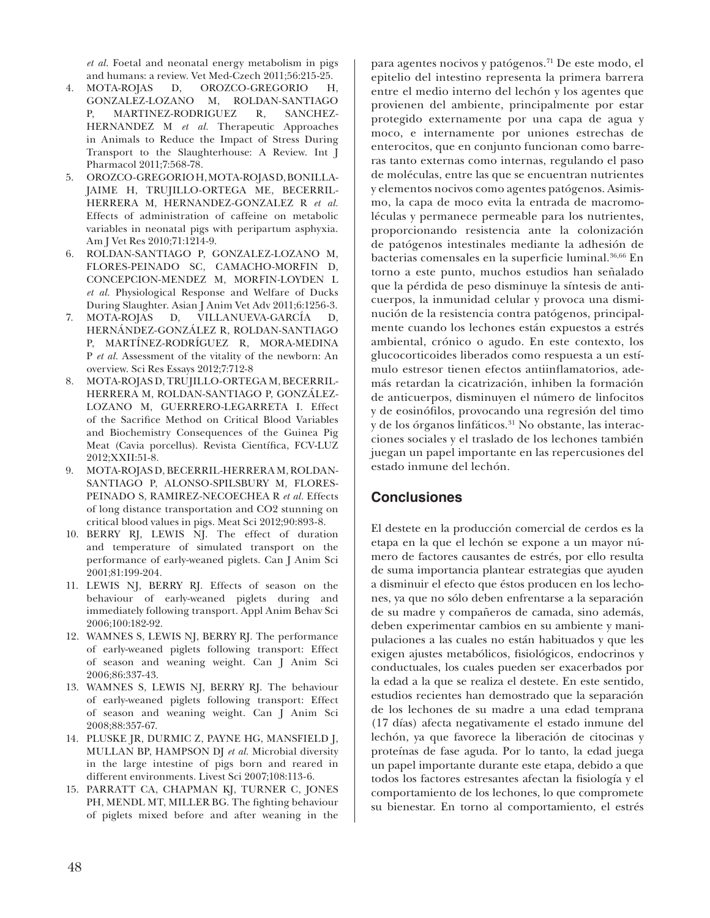*et al.* Foetal and neonatal energy metabolism in pigs and humans: a review. Vet Med-Czech 2011;56:215-25.

4. MOTA-ROJAS D, OROZCO-GREGORIO H, GONZALEZ-LOZANO M, ROLDAN-SANTIAGO P, MARTINEZ-RODRIGUEZ R, SANCHEZ-HERNANDEZ M *et al.* Therapeutic Approaches in Animals to Reduce the Impact of Stress During Transport to the Slaughterhouse: A Review. Int J Pharmacol 2011;7:568-78.
5. OROZCO-GREGORIO H, MOTA-ROJAS D, BONILLA-JAIME H, TRUJILLO-ORTEGA ME, BECERRIL-HERRERA M, HERNANDEZ-GONZALEZ R *et al.* Effects of administration of caffeine on metabolic variables in neonatal pigs with peripartum asphyxia. Am J Vet Res 2010;71:1214-9.
6. ROLDAN-SANTIAGO P, GONZALEZ-LOZANO M, FLORES-PEINADO SC, CAMACHO-MORFIN D, CONCEPCION-MENDEZ M, MORFIN-LOYDEN L *et al.* Physiological Response and Welfare of Ducks During Slaughter. Asian J Anim Vet Adv 2011;6:1256-3.
7. MOTA-ROJAS D, VILLANUEVA-GARCÍA D, HERNÁNDEZ-GONZÁLEZ R, ROLDAN-SANTIAGO P, MARTÍNEZ-RODRÍGUEZ R, MORA-MEDINA P *et al.* Assessment of the vitality of the newborn: An overview. Sci Res Essays 2012;7:712-8
8. MOTA-ROJAS D, TRUJILLO-ORTEGA M, BECERRIL-HERRERA M, ROLDAN-SANTIAGO P, GONZÁLEZ-LOZANO M, GUERRERO-LEGARRETA I. Effect of the Sacrifice Method on Critical Blood Variables and Biochemistry Consequences of the Guinea Pig Meat (Cavia porcellus). Revista Científica, FCV-LUZ 2012;XXII:51-8.
9. MOTA-ROJAS D, BECERRIL-HERRERA M, ROLDAN-SANTIAGO P, ALONSO-SPILSBURY M, FLORES-PEINADO S, RAMIREZ-NECOECHEA R *et al.* Effects of long distance transportation and CO2 stunning on critical blood values in pigs. Meat Sci 2012;90:893-8.
10. BERRY RJ, LEWIS NJ. The effect of duration and temperature of simulated transport on the performance of early-weaned piglets. Can J Anim Sci 2001;81:199-204.
11. LEWIS NJ, BERRY RJ. Effects of season on the behaviour of early-weaned piglets during and immediately following transport. Appl Anim Behav Sci 2006;100:182-92.
12. WAMNES S, LEWIS NJ, BERRY RJ. The performance of early-weaned piglets following transport: Effect of season and weaning weight. Can J Anim Sci 2006;86:337-43.
13. WAMNES S, LEWIS NJ, BERRY RJ. The behaviour of early-weaned piglets following transport: Effect of season and weaning weight. Can J Anim Sci 2008;88:357-67.
14. PLUSKE JR, DURMIC Z, PAYNE HG, MANSFIELD J, MULLAN BP, HAMPSON DJ *et al.* Microbial diversity in the large intestine of pigs born and reared in different environments. Livest Sci 2007;108:113-6.
15. PARRATT CA, CHAPMAN KJ, TURNER C, JONES PH, MENDL MT, MILLER BG. The fighting behaviour of piglets mixed before and after weaning in the

para agentes nocivos y patógenos.[71] De este modo, el epitelio del intestino representa la primera barrera entre el medio interno del lechón y los agentes que provienen del ambiente, principalmente por estar protegido externamente por una capa de agua y moco, e internamente por uniones estrechas de enterocitos, que en conjunto funcionan como barreras tanto externas como internas, regulando el paso de moléculas, entre las que se encuentran nutrientes y elementos nocivos como agentes patógenos. Asimismo, la capa de moco evita la entrada de macromoléculas y permanece permeable para los nutrientes, proporcionando resistencia ante la colonización de patógenos intestinales mediante la adhesión de bacterias comensales en la superficie luminal.[36,66] En torno a este punto, muchos estudios han señalado que la pérdida de peso disminuye la síntesis de anticuerpos, la inmunidad celular y provoca una disminución de la resistencia contra patógenos, principalmente cuando los lechones están expuestos a estrés ambiental, crónico o agudo. En este contexto, los glucocorticoides liberados como respuesta a un estímulo estresor tienen efectos antiinflamatorios, además retardan la cicatrización, inhiben la formación de anticuerpos, disminuyen el número de linfocitos y de eosinófilos, provocando una regresión del timo y de los órganos linfáticos.[31] No obstante, las interacciones sociales y el traslado de los lechones también juegan un papel importante en las repercusiones del estado inmune del lechón.

## Conclusiones

El destete en la producción comercial de cerdos es la etapa en la que el lechón se expone a un mayor número de factores causantes de estrés, por ello resulta de suma importancia plantear estrategias que ayuden a disminuir el efecto que éstos producen en los lechones, ya que no sólo deben enfrentarse a la separación de su madre y compañeros de camada, sino además, deben experimentar cambios en su ambiente y manipulaciones a las cuales no están habituados y que les exigen ajustes metabólicos, fisiológicos, endocrinos y conductuales, los cuales pueden ser exacerbados por la edad a la que se realiza el destete. En este sentido, estudios recientes han demostrado que la separación de los lechones de su madre a una edad temprana (17 días) afecta negativamente el estado inmune del lechón, ya que favorece la liberación de citocinas y proteínas de fase aguda. Por lo tanto, la edad juega un papel importante durante este etapa, debido a que todos los factores estresantes afectan la fisiología y el comportamiento de los lechones, lo que compromete su bienestar. En torno al comportamiento, el estrés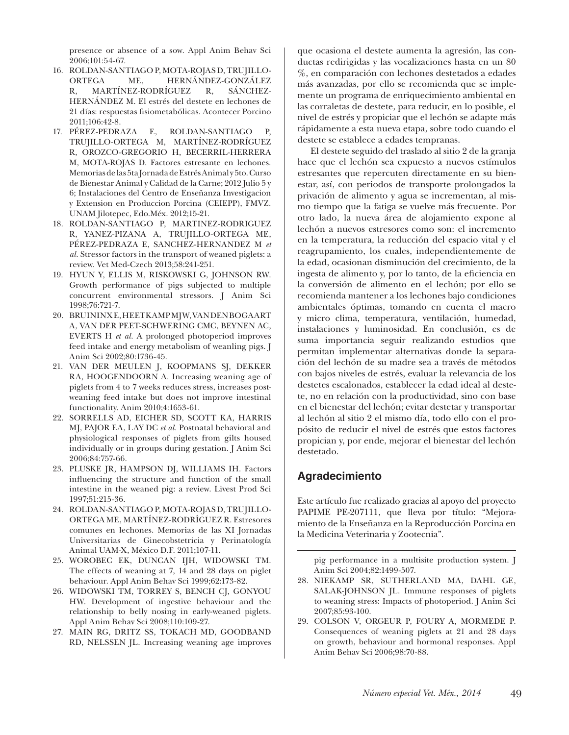presence or absence of a sow. Appl Anim Behav Sci 2006;101:54-67.

16. ROLDAN-SANTIAGO P, MOTA-ROJAS D, TRUJILLO-ORTEGA ME, HERNÁNDEZ-GONZÁLEZ R, MARTÍNEZ-RODRÍGUEZ R, SÁNCHEZ-HERNÁNDEZ M. El estrés del destete en lechones de 21 días: respuestas fisiometabólicas. Acontecer Porcino 2011;106:42-8.
17. PÉREZ-PEDRAZA E, ROLDAN-SANTIAGO P, TRUJILLO-ORTEGA M, MARTÍNEZ-RODRÍGUEZ R, OROZCO-GREGORIO H, BECERRIL-HERRERA M, MOTA-ROJAS D. Factores estresante en lechones. Memorias de las 5ta Jornada de Estrés Animal y 5to. Curso de Bienestar Animal y Calidad de la Carne; 2012 Julio 5 y 6; Instalaciones del Centro de Enseñanza Investigacion y Extension en Produccion Porcina (CEIEPP), FMVZ. UNAM Jilotepec, Edo.Méx. 2012;15-21.
18. ROLDAN-SANTIAGO P, MARTINEZ-RODRIGUEZ R, YANEZ-PIZANA A, TRUJILLO-ORTEGA ME, PÉREZ-PEDRAZA E, SANCHEZ-HERNANDEZ M *et al.* Stressor factors in the transport of weaned piglets: a review. Vet Med-Czech 2013;58:241-251.
19. HYUN Y, ELLIS M, RISKOWSKI G, JOHNSON RW. Growth performance of pigs subjected to multiple concurrent environmental stressors. J Anim Sci 1998;76:721-7.
20. BRUININX E, HEETKAMP MJW, VAN DEN BOGAART A, VAN DER PEET-SCHWERING CMC, BEYNEN AC, EVERTS H *et al.* A prolonged photoperiod improves feed intake and energy metabolism of weanling pigs. J Anim Sci 2002;80:1736-45.
21. VAN DER MEULEN J, KOOPMANS SJ, DEKKER RA, HOOGENDOORN A. Increasing weaning age of piglets from 4 to 7 weeks reduces stress, increases post-weaning feed intake but does not improve intestinal functionality. Anim 2010;4:1653-61.
22. SORRELLS AD, EICHER SD, SCOTT KA, HARRIS MJ, PAJOR EA, LAY DC *et al.* Postnatal behavioral and physiological responses of piglets from gilts housed individually or in groups during gestation. J Anim Sci 2006;84:757-66.
23. PLUSKE JR, HAMPSON DJ, WILLIAMS IH. Factors influencing the structure and function of the small intestine in the weaned pig: a review. Livest Prod Sci 1997;51:215-36.
24. ROLDAN-SANTIAGO P, MOTA-ROJAS D, TRUJILLO-ORTEGA ME, MARTÍNEZ-RODRÍGUEZ R. Estresores comunes en lechones. Memorias de las XI Jornadas Universitarias de Ginecobstetricia y Perinatología Animal UAM-X, México D.F. 2011;107-11.
25. WOROBEC EK, DUNCAN IJH, WIDOWSKI TM. The effects of weaning at 7, 14 and 28 days on piglet behaviour. Appl Anim Behav Sci 1999;62:173-82.
26. WIDOWSKI TM, TORREY S, BENCH CJ, GONYOU HW. Development of ingestive behaviour and the relationship to belly nosing in early-weaned piglets. Appl Anim Behav Sci 2008;110:109-27.
27. MAIN RG, DRITZ SS, TOKACH MD, GOODBAND RD, NELSSEN JL. Increasing weaning age improves pig performance in a multisite production system. J Anim Sci 2004;82:1499-507.
28. NIEKAMP SR, SUTHERLAND MA, DAHL GE, SALAK-JOHNSON JL. Immune responses of piglets to weaning stress: Impacts of photoperiod. J Anim Sci 2007;85:93-100.
29. COLSON V, ORGEUR P, FOURY A, MORMEDE P. Consequences of weaning piglets at 21 and 28 days on growth, behaviour and hormonal responses. Appl Anim Behav Sci 2006;98:70-88.

que ocasiona el destete aumenta la agresión, las conductas redirigidas y las vocalizaciones hasta en un 80 %, en comparación con lechones destetados a edades más avanzadas, por ello se recomienda que se implemente un programa de enriquecimiento ambiental en las corraletas de destete, para reducir, en lo posible, el nivel de estrés y propiciar que el lechón se adapte más rápidamente a esta nueva etapa, sobre todo cuando el destete se establece a edades tempranas.

El destete seguido del traslado al sitio 2 de la granja hace que el lechón sea expuesto a nuevos estímulos estresantes que repercuten directamente en su bienestar, así, con periodos de transporte prolongados la privación de alimento y agua se incrementan, al mismo tiempo que la fatiga se vuelve más frecuente. Por otro lado, la nueva área de alojamiento expone al lechón a nuevos estresores como son: el incremento en la temperatura, la reducción del espacio vital y el reagrupamiento, los cuales, independientemente de la edad, ocasionan disminución del crecimiento, de la ingesta de alimento y, por lo tanto, de la eficiencia en la conversión de alimento en el lechón; por ello se recomienda mantener a los lechones bajo condiciones ambientales óptimas, tomando en cuenta el macro y micro clima, temperatura, ventilación, humedad, instalaciones y luminosidad. En conclusión, es de suma importancia seguir realizando estudios que permitan implementar alternativas donde la separación del lechón de su madre sea a través de métodos con bajos niveles de estrés, evaluar la relevancia de los destetes escalonados, establecer la edad ideal al destete, no en relación con la productividad, sino con base en el bienestar del lechón; evitar destetar y transportar al lechón al sitio 2 el mismo día, todo ello con el propósito de reducir el nivel de estrés que estos factores propician y, por ende, mejorar el bienestar del lechón destetado.

## Agradecimiento

Este artículo fue realizado gracias al apoyo del proyecto PAPIME PE-207111, que lleva por título: "Mejoramiento de la Enseñanza en la Reproducción Porcina en la Medicina Veterinaria y Zootecnia".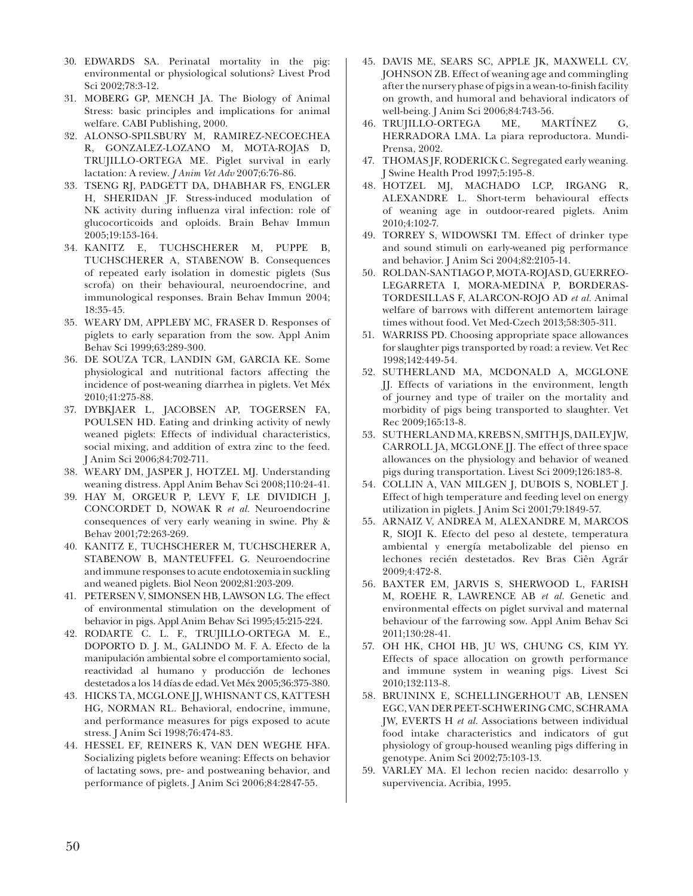30. EDWARDS SA. Perinatal mortality in the pig: environmental or physiological solutions? Livest Prod Sci 2002;78:3-12.
31. MOBERG GP, MENCH JA. The Biology of Animal Stress: basic principles and implications for animal welfare. CABI Publishing, 2000.
32. ALONSO-SPILSBURY M, RAMIREZ-NECOECHEA R, GONZALEZ-LOZANO M, MOTA-ROJAS D, TRUJILLO-ORTEGA ME. Piglet survival in early lactation: A review. *J Anim Vet Adv* 2007;6:76-86.
33. TSENG RJ, PADGETT DA, DHABHAR FS, ENGLER H, SHERIDAN JF. Stress-induced modulation of NK activity during influenza viral infection: role of glucocorticoids and opioids. Brain Behav Immun 2005;19:153-164.
34. KANITZ E, TUCHSCHERER M, PUPPE B, TUCHSCHERER A, STABENOW B. Consequences of repeated early isolation in domestic piglets (Sus scrofa) on their behavioural, neuroendocrine, and immunological responses. Brain Behav Immun 2004; 18:35-45.
35. WEARY DM, APPLEBY MC, FRASER D. Responses of piglets to early separation from the sow. Appl Anim Behav Sci 1999;63:289-300.
36. DE SOUZA TCR, LANDIN GM, GARCIA KE. Some physiological and nutritional factors affecting the incidence of post-weaning diarrhea in piglets. Vet Méx 2010;41:275-88.
37. DYBKJAER L, JACOBSEN AP, TOGERSEN FA, POULSEN HD. Eating and drinking activity of newly weaned piglets: Effects of individual characteristics, social mixing, and addition of extra zinc to the feed. J Anim Sci 2006;84:702-711.
38. WEARY DM, JASPER J, HOTZEL MJ. Understanding weaning distress. Appl Anim Behav Sci 2008;110:24-41.
39. HAY M, ORGEUR P, LEVY F, LE DIVIDICH J, CONCORDET D, NOWAK R *et al.* Neuroendocrine consequences of very early weaning in swine. Phy & Behav 2001;72:263-269.
40. KANITZ E, TUCHSCHERER M, TUCHSCHERER A, STABENOW B, MANTEUFFEL G. Neuroendocrine and immune responses to acute endotoxemia in suckling and weaned piglets. Biol Neon 2002;81:203-209.
41. PETERSEN V, SIMONSEN HB, LAWSON LG. The effect of environmental stimulation on the development of behavior in pigs. Appl Anim Behav Sci 1995;45:215-224.
42. RODARTE C. L. F., TRUJILLO-ORTEGA M. E., DOPORTO D. J. M., GALINDO M. F. A. Efecto de la manipulación ambiental sobre el comportamiento social, reactividad al humano y producción de lechones destetados a los 14 días de edad. Vet Méx 2005;36:375-380.
43. HICKS TA, MCGLONE JJ, WHISNANT CS, KATTESH HG, NORMAN RL. Behavioral, endocrine, immune, and performance measures for pigs exposed to acute stress. J Anim Sci 1998;76:474-83.
44. HESSEL EF, REINERS K, VAN DEN WEGHE HFA. Socializing piglets before weaning: Effects on behavior of lactating sows, pre- and postweaning behavior, and performance of piglets. J Anim Sci 2006;84:2847-55.
45. DAVIS ME, SEARS SC, APPLE JK, MAXWELL CV, JOHNSON ZB. Effect of weaning age and commingling after the nursery phase of pigs in a wean-to-finish facility on growth, and humoral and behavioral indicators of well-being. J Anim Sci 2006;84:743-56.
46. TRUJILLO-ORTEGA ME, MARTÍNEZ G, HERRADORA LMA. La piara reproductora. Mundi-Prensa, 2002.
47. THOMAS JF, RODERICK C. Segregated early weaning. J Swine Health Prod 1997;5:195-8.
48. HOTZEL MJ, MACHADO LCP, IRGANG R, ALEXANDRE L. Short-term behavioural effects of weaning age in outdoor-reared piglets. Anim 2010;4:102-7.
49. TORREY S, WIDOWSKI TM. Effect of drinker type and sound stimuli on early-weaned pig performance and behavior. J Anim Sci 2004;82:2105-14.
50. ROLDAN-SANTIAGO P, MOTA-ROJAS D, GUERREO-LEGARRETA I, MORA-MEDINA P, BORDERAS-TORDESILLAS F, ALARCON-ROJO AD *et al.* Animal welfare of barrows with different antemortem lairage times without food. Vet Med-Czech 2013;58:305-311.
51. WARRISS PD. Choosing appropriate space allowances for slaughter pigs transported by road: a review. Vet Rec 1998;142:449-54.
52. SUTHERLAND MA, MCDONALD A, MCGLONE JJ. Effects of variations in the environment, length of journey and type of trailer on the mortality and morbidity of pigs being transported to slaughter. Vet Rec 2009;165:13-8.
53. SUTHERLAND MA, KREBS N, SMITH JS, DAILEY JW, CARROLL JA, MCGLONE JJ. The effect of three space allowances on the physiology and behavior of weaned pigs during transportation. Livest Sci 2009;126:183-8.
54. COLLIN A, VAN MILGEN J, DUBOIS S, NOBLET J. Effect of high temperature and feeding level on energy utilization in piglets. J Anim Sci 2001;79:1849-57.
55. ARNAIZ V, ANDREA M, ALEXANDRE M, MARCOS R, SIOJI K. Efecto del peso al destete, temperatura ambiental y energía metabolizable del pienso en lechones recién destetados. Rev Bras Ciên Agrár 2009;4:472-8.
56. BAXTER EM, JARVIS S, SHERWOOD L, FARISH M, ROEHE R, LAWRENCE AB *et al.* Genetic and environmental effects on piglet survival and maternal behaviour of the farrowing sow. Appl Anim Behav Sci 2011;130:28-41.
57. OH HK, CHOI HB, JU WS, CHUNG CS, KIM YY. Effects of space allocation on growth performance and immune system in weaning pigs. Livest Sci 2010;132:113-8.
58. BRUININX E, SCHELLINGERHOUT AB, LENSEN EGC, VAN DER PEET-SCHWERING CMC, SCHRAMA JW, EVERTS H *et al.* Associations between individual food intake characteristics and indicators of gut physiology of group-housed weanling pigs differing in genotype. Anim Sci 2002;75:103-13.
59. VARLEY MA. El lechon recien nacido: desarrollo y supervivencia. Acribia, 1995.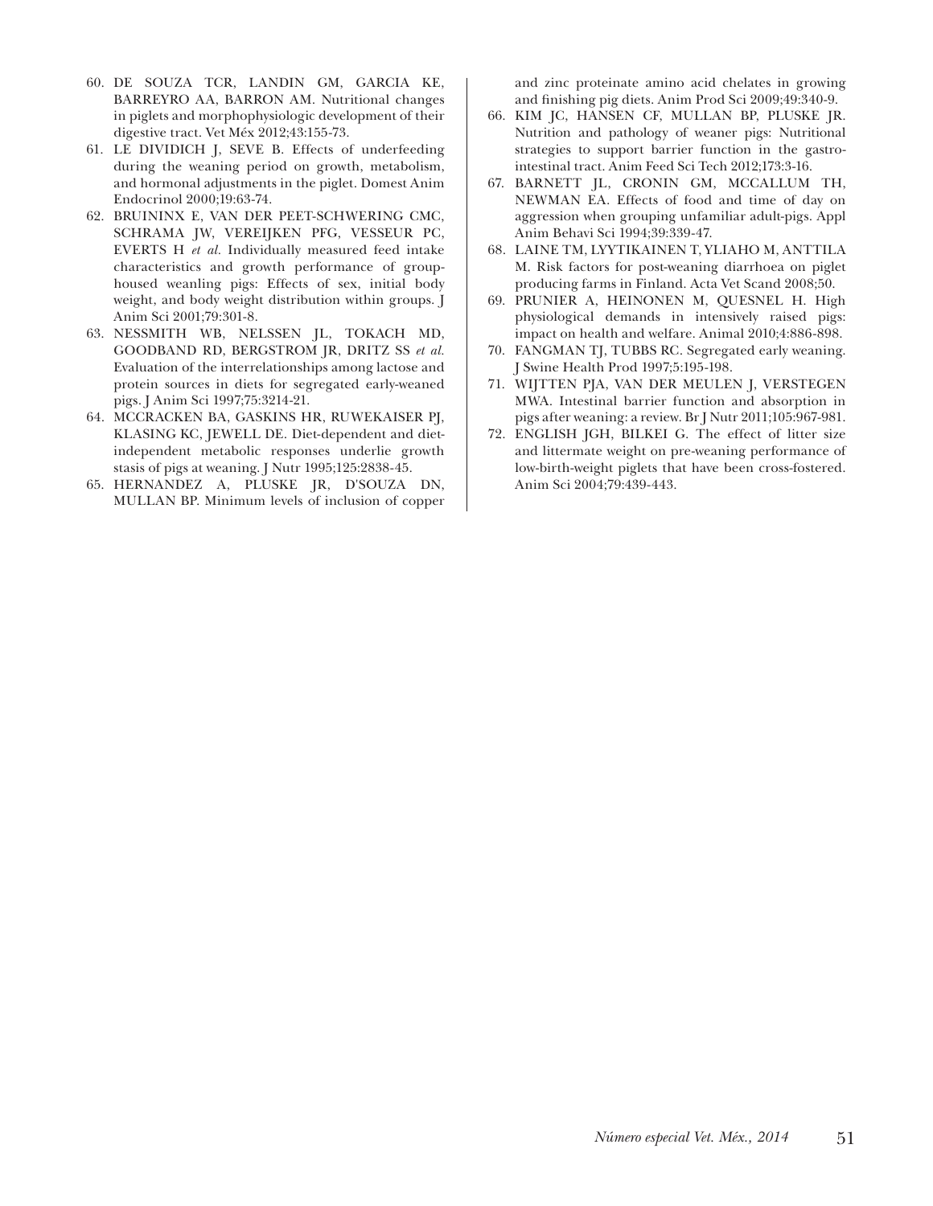60. DE SOUZA TCR, LANDIN GM, GARCIA KE, BARREYRO AA, BARRON AM. Nutritional changes in piglets and morphophysiologic development of their digestive tract. Vet Méx 2012;43:155-73.
61. LE DIVIDICH J, SEVE B. Effects of underfeeding during the weaning period on growth, metabolism, and hormonal adjustments in the piglet. Domest Anim Endocrinol 2000;19:63-74.
62. BRUININX E, VAN DER PEET-SCHWERING CMC, SCHRAMA JW, VEREIJKEN PFG, VESSEUR PC, EVERTS H *et al.* Individually measured feed intake characteristics and growth performance of group-housed weanling pigs: Effects of sex, initial body weight, and body weight distribution within groups. J Anim Sci 2001;79:301-8.
63. NESSMITH WB, NELSSEN JL, TOKACH MD, GOODBAND RD, BERGSTROM JR, DRITZ SS *et al.* Evaluation of the interrelationships among lactose and protein sources in diets for segregated early-weaned pigs. J Anim Sci 1997;75:3214-21.
64. MCCRACKEN BA, GASKINS HR, RUWEKAISER PJ, KLASING KC, JEWELL DE. Diet-dependent and diet-independent metabolic responses underlie growth stasis of pigs at weaning. J Nutr 1995;125:2838-45.
65. HERNANDEZ A, PLUSKE JR, D'SOUZA DN, MULLAN BP. Minimum levels of inclusion of copper and zinc proteinate amino acid chelates in growing and finishing pig diets. Anim Prod Sci 2009;49:340-9.
66. KIM JC, HANSEN CF, MULLAN BP, PLUSKE JR. Nutrition and pathology of weaner pigs: Nutritional strategies to support barrier function in the gastrointestinal tract. Anim Feed Sci Tech 2012;173:3-16.
67. BARNETT JL, CRONIN GM, MCCALLUM TH, NEWMAN EA. Effects of food and time of day on aggression when grouping unfamiliar adult-pigs. Appl Anim Behavi Sci 1994;39:339-47.
68. LAINE TM, LYYTIKAINEN T, YLIAHO M, ANTTILA M. Risk factors for post-weaning diarrhoea on piglet producing farms in Finland. Acta Vet Scand 2008;50.
69. PRUNIER A, HEINONEN M, QUESNEL H. High physiological demands in intensively raised pigs: impact on health and welfare. Animal 2010;4:886-898.
70. FANGMAN TJ, TUBBS RC. Segregated early weaning. J Swine Health Prod 1997;5:195-198.
71. WIJTTEN PJA, VAN DER MEULEN J, VERSTEGEN MWA. Intestinal barrier function and absorption in pigs after weaning: a review. Br J Nutr 2011;105:967-981.
72. ENGLISH JGH, BILKEI G. The effect of litter size and littermate weight on pre-weaning performance of low-birth-weight piglets that have been cross-fostered. Anim Sci 2004;79:439-443.